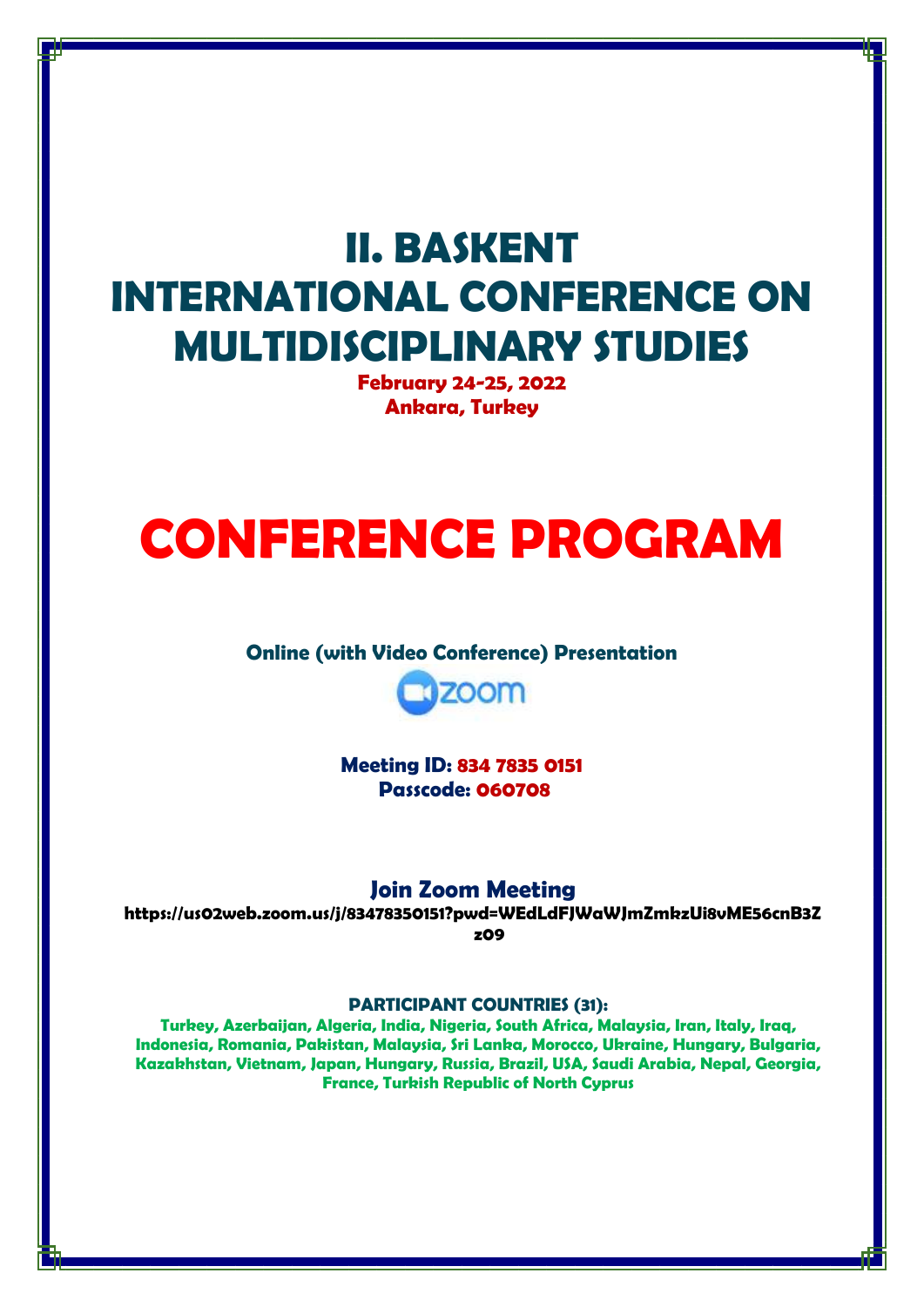# II. BASKENT INTERNATIONAL CONFERENCE ON MULTIDISCIPLINARY STUDIES

**February 24-25, 2022**
**Ankara, Turkey**

# CONFERENCE PROGRAM

**Online (with Video Conference) Presentation**

zoom

**Meeting ID: 834 7835 0151**
**Passcode: 060708**

## Join Zoom Meeting

**https://us02web.zoom.us/j/83478350151?pwd=WEdLdFJWaWJmZmkzUi8vME56cnB3Zz09**

**PARTICIPANT COUNTRIES (31):**

**Turkey, Azerbaijan, Algeria, India, Nigeria, South Africa, Malaysia, Iran, Italy, Iraq, Indonesia, Romania, Pakistan, Malaysia, Sri Lanka, Morocco, Ukraine, Hungary, Bulgaria, Kazakhstan, Vietnam, Japan, Hungary, Russia, Brazil, USA, Saudi Arabia, Nepal, Georgia, France, Turkish Republic of North Cyprus**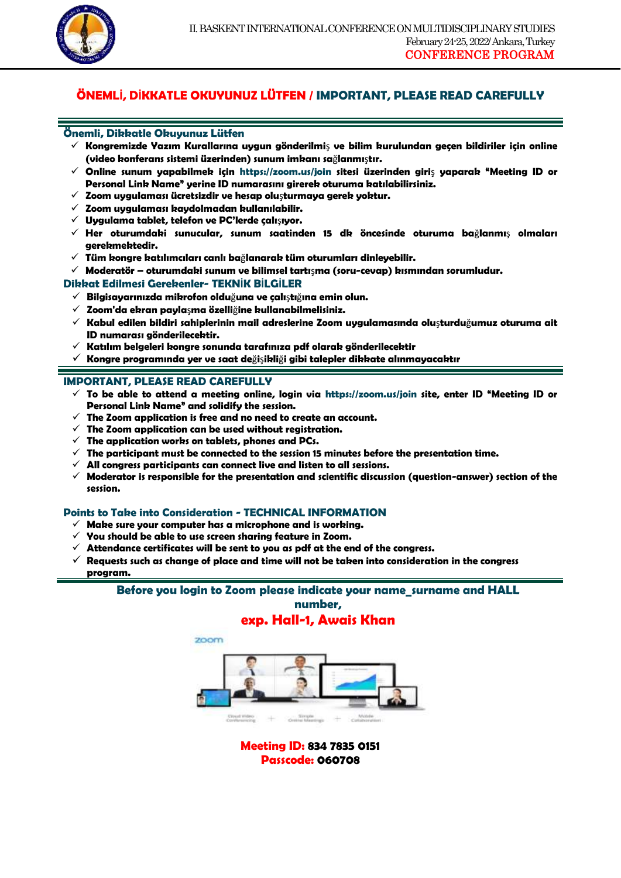## ÖNEMLİ, DİKKATLE OKUYUNUZ LÜTFEN / IMPORTANT, PLEASE READ CAREFULLY

### Önemli, Dikkatle Okuyunuz Lütfen

- ✓ Kongremizde Yazım Kurallarına uygun gönderilmiş ve bilim kurulundan geçen bildiriler için online (video konferans sistemi üzerinden) sunum imkanı sağlanmıştır.
- ✓ Online sunum yapabilmek için https://zoom.us/join sitesi üzerinden giriş yaparak "Meeting ID or Personal Link Name" yerine ID numarasını girerek oturuma katılabilirsiniz.
- ✓ Zoom uygulaması ücretsizdir ve hesap oluşturmaya gerek yoktur.
- ✓ Zoom uygulaması kaydolmadan kullanılabilir.
- ✓ Uygulama tablet, telefon ve PC'lerde çalışıyor.
- ✓ Her oturumdaki sunucular, sunum saatinden 15 dk öncesinde oturuma bağlanmış olmaları gerekmektedir.
- ✓ Tüm kongre katılımcıları canlı bağlanarak tüm oturumları dinleyebilir.
- ✓ Moderatör – oturumdaki sunum ve bilimsel tartışma (soru-cevap) kısmından sorumludur.

### Dikkat Edilmesi Gerekenler- TEKNİK BİLGİLER

- ✓ Bilgisayarınızda mikrofon olduğuna ve çalıştığına emin olun.
- ✓ Zoom'da ekran paylaşma özelliğine kullanabilmelisiniz.
- ✓ Kabul edilen bildiri sahiplerinin mail adreslerine Zoom uygulamasında oluşturduğumuz oturuma ait ID numarası gönderilecektir.
- ✓ Katılım belgeleri kongre sonunda tarafınıza pdf olarak gönderilecektir
- ✓ Kongre programında yer ve saat değişikliği gibi talepler dikkate alınmayacaktır

### IMPORTANT, PLEASE READ CAREFULLY

- ✓ To be able to attend a meeting online, login via https://zoom.us/join site, enter ID "Meeting ID or Personal Link Name" and solidify the session.
- ✓ The Zoom application is free and no need to create an account.
- ✓ The Zoom application can be used without registration.
- ✓ The application works on tablets, phones and PCs.
- ✓ The participant must be connected to the session 15 minutes before the presentation time.
- ✓ All congress participants can connect live and listen to all sessions.
- ✓ Moderator is responsible for the presentation and scientific discussion (question-answer) section of the session.

### Points to Take into Consideration - TECHNICAL INFORMATION

- ✓ Make sure your computer has a microphone and is working.
- ✓ You should be able to use screen sharing feature in Zoom.
- ✓ Attendance certificates will be sent to you as pdf at the end of the congress.
- ✓ Requests such as change of place and time will not be taken into consideration in the congress program.

**Before you login to Zoom please indicate your name_surname and HALL number,**

**exp. Hall-1, Awais Khan**

**Meeting ID:** 834 7835 0151
**Passcode:** 060708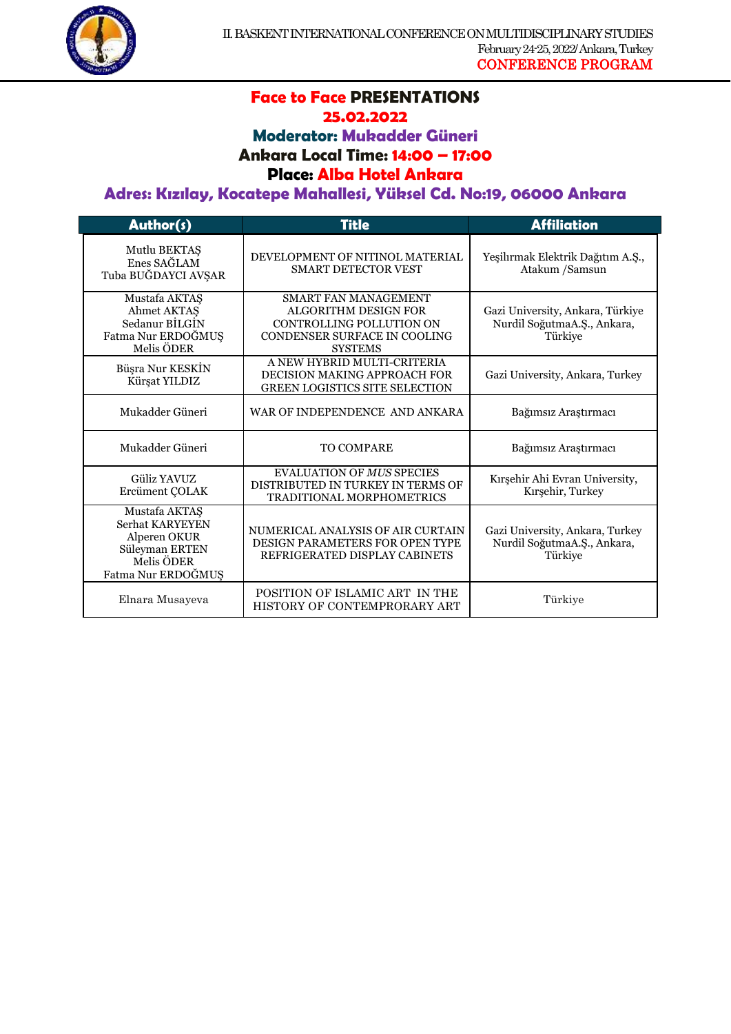## Face to Face PRESENTATIONS

**25.02.2022**

**Moderator: Mukadder Güneri**

**Ankara Local Time: 14:00 – 17:00**

**Place: Alba Hotel Ankara**

**Adres: Kızılay, Kocatepe Mahallesi, Yüksel Cd. No:19, 06000 Ankara**

| Author(s) | Title | Affiliation |
|---|---|---|
| Mutlu BEKTAŞ<br>Enes SAĞLAM<br>Tuba BUĞDAYCI AVŞAR | DEVELOPMENT OF NITINOL MATERIAL SMART DETECTOR VEST | Yeşilırmak Elektrik Dağıtım A.Ş., Atakum /Samsun |
| Mustafa AKTAŞ<br>Ahmet AKTAŞ<br>Sedanur BİLGİN<br>Fatma Nur ERDOĞMUŞ<br>Melis ÖDER | SMART FAN MANAGEMENT ALGORITHM DESIGN FOR CONTROLLING POLLUTION ON CONDENSER SURFACE IN COOLING SYSTEMS | Gazi University, Ankara, Türkiye<br>Nurdil SoğutmaA.Ş., Ankara, Türkiye |
| Büşra Nur KESKİN<br>Kürşat YILDIZ | A NEW HYBRID MULTI-CRITERIA DECISION MAKING APPROACH FOR GREEN LOGISTICS SITE SELECTION | Gazi University, Ankara, Turkey |
| Mukadder Güneri | WAR OF INDEPENDENCE AND ANKARA | Bağımsız Araştırmacı |
| Mukadder Güneri | TO COMPARE | Bağımsız Araştırmacı |
| Güliz YAVUZ<br>Ercüment ÇOLAK | EVALUATION OF *MUS* SPECIES DISTRIBUTED IN TURKEY IN TERMS OF TRADITIONAL MORPHOMETRICS | Kırşehir Ahi Evran University, Kırşehir, Turkey |
| Mustafa AKTAŞ<br>Serhat KARYEYEN<br>Alperen OKUR<br>Süleyman ERTEN<br>Melis ÖDER<br>Fatma Nur ERDOĞMUŞ | NUMERICAL ANALYSIS OF AIR CURTAIN DESIGN PARAMETERS FOR OPEN TYPE REFRIGERATED DISPLAY CABINETS | Gazi University, Ankara, Turkey<br>Nurdil SoğutmaA.Ş., Ankara, Türkiye |
| Elnara Musayeva | POSITION OF ISLAMIC ART IN THE HISTORY OF CONTEMPRORARY ART | Türkiye |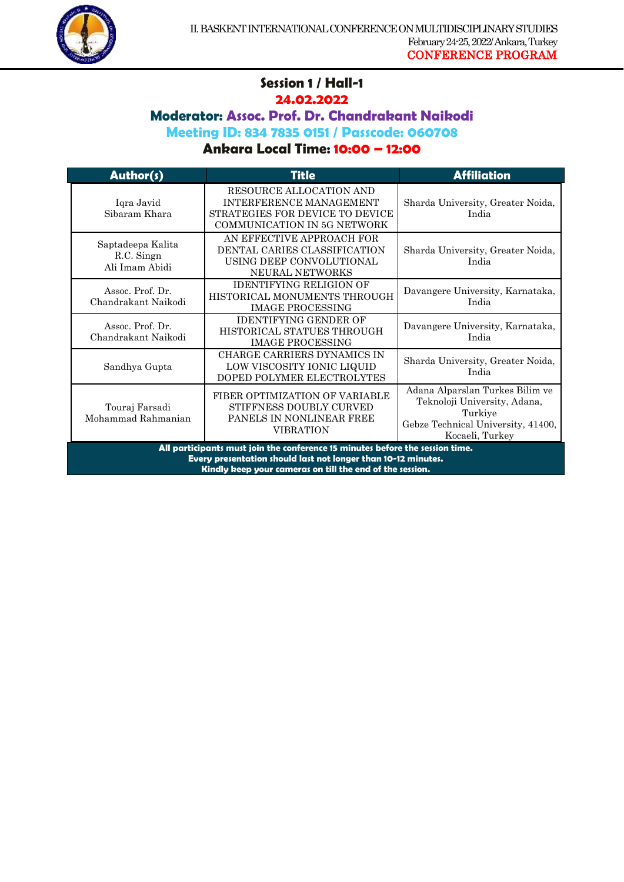## Session 1 / Hall-1

**24.02.2022**

**Moderator: Assoc. Prof. Dr. Chandrakant Naikodi**

**Meeting ID: 834 7835 0151 / Passcode: 060708**

**Ankara Local Time: 10:00 – 12:00**

| Author(s) | Title | Affiliation |
|---|---|---|
| Iqra Javid<br>Sibaram Khara | RESOURCE ALLOCATION AND INTERFERENCE MANAGEMENT STRATEGIES FOR DEVICE TO DEVICE COMMUNICATION IN 5G NETWORK | Sharda University, Greater Noida, India |
| Saptadeepa Kalita<br>R.C. Singn<br>Ali Imam Abidi | AN EFFECTIVE APPROACH FOR DENTAL CARIES CLASSIFICATION USING DEEP CONVOLUTIONAL NEURAL NETWORKS | Sharda University, Greater Noida, India |
| Assoc. Prof. Dr. Chandrakant Naikodi | IDENTIFYING RELIGION OF HISTORICAL MONUMENTS THROUGH IMAGE PROCESSING | Davangere University, Karnataka, India |
| Assoc. Prof. Dr. Chandrakant Naikodi | IDENTIFYING GENDER OF HISTORICAL STATUES THROUGH IMAGE PROCESSING | Davangere University, Karnataka, India |
| Sandhya Gupta | CHARGE CARRIERS DYNAMICS IN LOW VISCOSITY IONIC LIQUID DOPED POLYMER ELECTROLYTES | Sharda University, Greater Noida, India |
| Touraj Farsadi<br>Mohammad Rahmanian | FIBER OPTIMIZATION OF VARIABLE STIFFNESS DOUBLY CURVED PANELS IN NONLINEAR FREE VIBRATION | Adana Alparslan Turkes Bilim ve Teknoloji University, Adana, Turkiye<br>Gebze Technical University, 41400, Kocaeli, Turkey |

**All participants must join the conference 15 minutes before the session time.**
**Every presentation should last not longer than 10-12 minutes.**
**Kindly keep your cameras on till the end of the session.**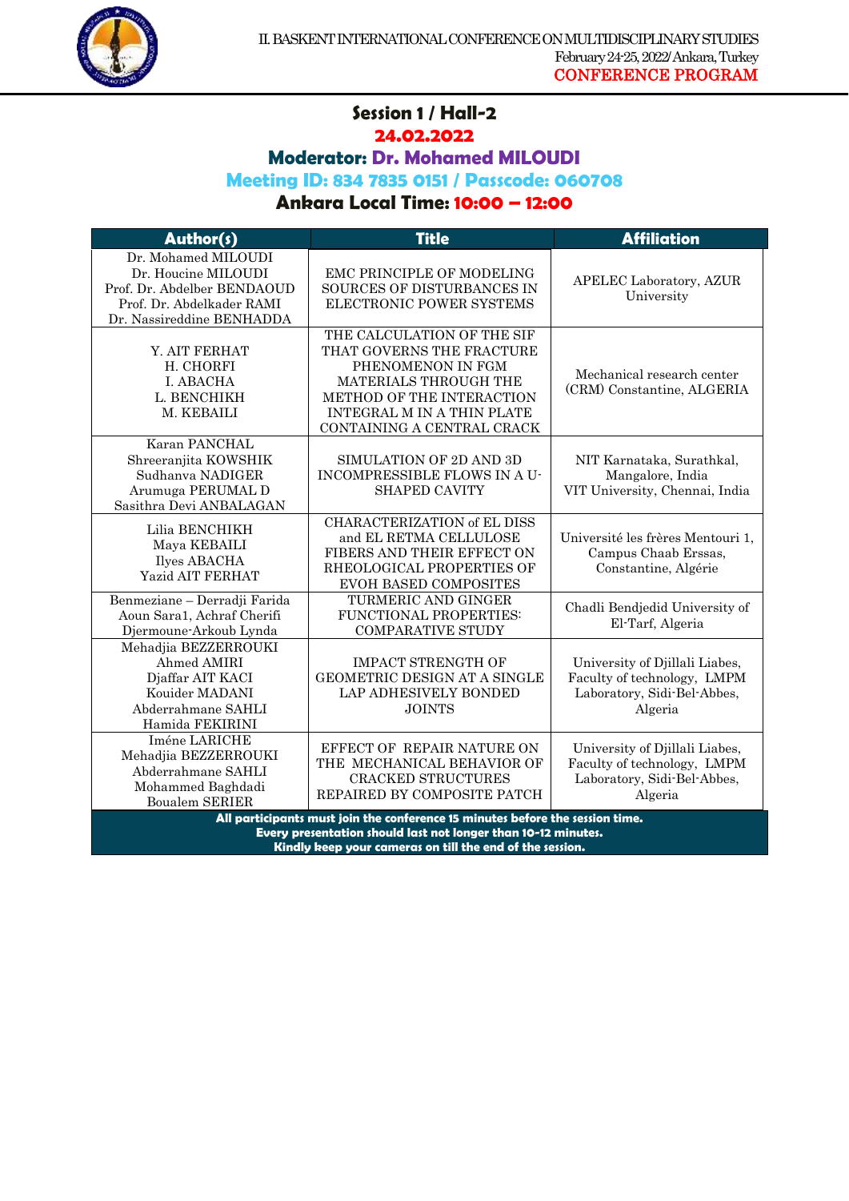# Session 1 / Hall-2

**24.02.2022**

**Moderator: Dr. Mohamed MILOUDI**

**Meeting ID: 834 7835 0151 / Passcode: 060708**

**Ankara Local Time: 10:00 – 12:00**

| Author(s) | Title | Affiliation |
|---|---|---|
| Dr. Mohamed MILOUDI<br>Dr. Houcine MILOUDI<br>Prof. Dr. Abdelber BENDAOUD<br>Prof. Dr. Abdelkader RAMI<br>Dr. Nassireddine BENHADDA | EMC PRINCIPLE OF MODELING SOURCES OF DISTURBANCES IN ELECTRONIC POWER SYSTEMS | APELEC Laboratory, AZUR University |
| Y. AIT FERHAT<br>H. CHORFI<br>I. ABACHA<br>L. BENCHIKH<br>M. KEBAILI | THE CALCULATION OF THE SIF THAT GOVERNS THE FRACTURE PHENOMENON IN FGM MATERIALS THROUGH THE METHOD OF THE INTERACTION INTEGRAL M IN A THIN PLATE CONTAINING A CENTRAL CRACK | Mechanical research center (CRM) Constantine, ALGERIA |
| Karan PANCHAL<br>Shreeranjita KOWSHIK<br>Sudhanva NADIGER<br>Arumuga PERUMAL D<br>Sasithra Devi ANBALAGAN | SIMULATION OF 2D AND 3D INCOMPRESSIBLE FLOWS IN A U-SHAPED CAVITY | NIT Karnataka, Surathkal, Mangalore, India<br>VIT University, Chennai, India |
| Lilia BENCHIKH<br>Maya KEBAILI<br>Ilyes ABACHA<br>Yazid AIT FERHAT | CHARACTERIZATION of EL DISS and EL RETMA CELLULOSE FIBERS AND THEIR EFFECT ON RHEOLOGICAL PROPERTIES OF EVOH BASED COMPOSITES | Université les frères Mentouri 1, Campus Chaab Erssas, Constantine, Algérie |
| Benmeziane – Derradji Farida<br>Aoun Sara1, Achraf Cherifi<br>Djermoune-Arkoub Lynda | TURMERIC AND GINGER FUNCTIONAL PROPERTIES: COMPARATIVE STUDY | Chadli Bendjedid University of El-Tarf, Algeria |
| Mehadjia BEZZERROUKI<br>Ahmed AMIRI<br>Djaffar AIT KACI<br>Kouider MADANI<br>Abderrahmane SAHLI<br>Hamida FEKIRINI | IMPACT STRENGTH OF GEOMETRIC DESIGN AT A SINGLE LAP ADHESIVELY BONDED JOINTS | University of Djillali Liabes, Faculty of technology, LMPM Laboratory, Sidi-Bel-Abbes, Algeria |
| Iméne LARICHE<br>Mehadjia BEZZERROUKI<br>Abderrahmane SAHLI<br>Mohammed Baghdadi<br>Boualem SERIER | EFFECT OF REPAIR NATURE ON THE MECHANICAL BEHAVIOR OF CRACKED STRUCTURES REPAIRED BY COMPOSITE PATCH | University of Djillali Liabes, Faculty of technology, LMPM Laboratory, Sidi-Bel-Abbes, Algeria |

**All participants must join the conference 15 minutes before the session time.**
**Every presentation should last not longer than 10-12 minutes.**
**Kindly keep your cameras on till the end of the session.**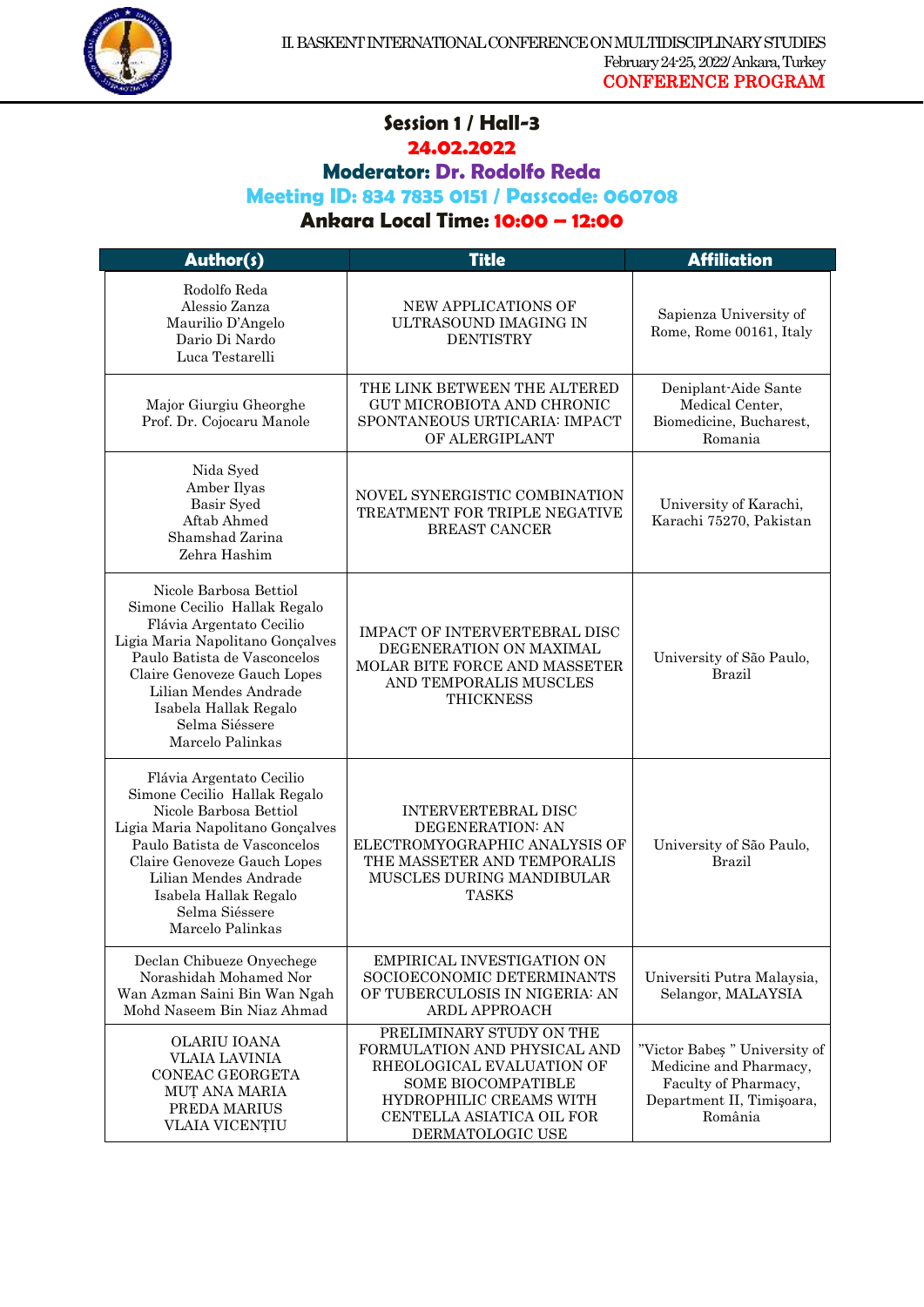## Session 1 / Hall-3

**24.02.2022**

**Moderator: Dr. Rodolfo Reda**

**Meeting ID: 834 7835 0151 / Passcode: 060708**

**Ankara Local Time: 10:00 – 12:00**

| Author(s) | Title | Affiliation |
|---|---|---|
| Rodolfo Reda<br>Alessio Zanza<br>Maurilio D'Angelo<br>Dario Di Nardo<br>Luca Testarelli | NEW APPLICATIONS OF ULTRASOUND IMAGING IN DENTISTRY | Sapienza University of Rome, Rome 00161, Italy |
| Major Giurgiu Gheorghe<br>Prof. Dr. Cojocaru Manole | THE LINK BETWEEN THE ALTERED GUT MICROBIOTA AND CHRONIC SPONTANEOUS URTICARIA: IMPACT OF ALERGIPLANT | Deniplant-Aide Sante Medical Center, Biomedicine, Bucharest, Romania |
| Nida Syed<br>Amber Ilyas<br>Basir Syed<br>Aftab Ahmed<br>Shamshad Zarina<br>Zehra Hashim | NOVEL SYNERGISTIC COMBINATION TREATMENT FOR TRIPLE NEGATIVE BREAST CANCER | University of Karachi, Karachi 75270, Pakistan |
| Nicole Barbosa Bettiol<br>Simone Cecilio Hallak Regalo<br>Flávia Argentato Cecilio<br>Ligia Maria Napolitano Gonçalves<br>Paulo Batista de Vasconcelos<br>Claire Genoveze Gauch Lopes<br>Lilian Mendes Andrade<br>Isabela Hallak Regalo<br>Selma Siéssere<br>Marcelo Palinkas | IMPACT OF INTERVERTEBRAL DISC DEGENERATION ON MAXIMAL MOLAR BITE FORCE AND MASSETER AND TEMPORALIS MUSCLES THICKNESS | University of São Paulo, Brazil |
| Flávia Argentato Cecilio<br>Simone Cecilio Hallak Regalo<br>Nicole Barbosa Bettiol<br>Ligia Maria Napolitano Gonçalves<br>Paulo Batista de Vasconcelos<br>Claire Genoveze Gauch Lopes<br>Lilian Mendes Andrade<br>Isabela Hallak Regalo<br>Selma Siéssere<br>Marcelo Palinkas | INTERVERTEBRAL DISC DEGENERATION: AN ELECTROMYOGRAPHIC ANALYSIS OF THE MASSETER AND TEMPORALIS MUSCLES DURING MANDIBULAR TASKS | University of São Paulo, Brazil |
| Declan Chibueze Onyechege<br>Norashidah Mohamed Nor<br>Wan Azman Saini Bin Wan Ngah<br>Mohd Naseem Bin Niaz Ahmad | EMPIRICAL INVESTIGATION ON SOCIOECONOMIC DETERMINANTS OF TUBERCULOSIS IN NIGERIA: AN ARDL APPROACH | Universiti Putra Malaysia, Selangor, MALAYSIA |
| OLARIU IOANA<br>VLAIA LAVINIA<br>CONEAC GEORGETA<br>MUȚ ANA MARIA<br>PREDA MARIUS<br>VLAIA VICENȚIU | PRELIMINARY STUDY ON THE FORMULATION AND PHYSICAL AND RHEOLOGICAL EVALUATION OF SOME BIOCOMPATIBLE HYDROPHILIC CREAMS WITH CENTELLA ASIATICA OIL FOR DERMATOLOGIC USE | "Victor Babeş " University of Medicine and Pharmacy, Faculty of Pharmacy, Department II, Timişoara, România |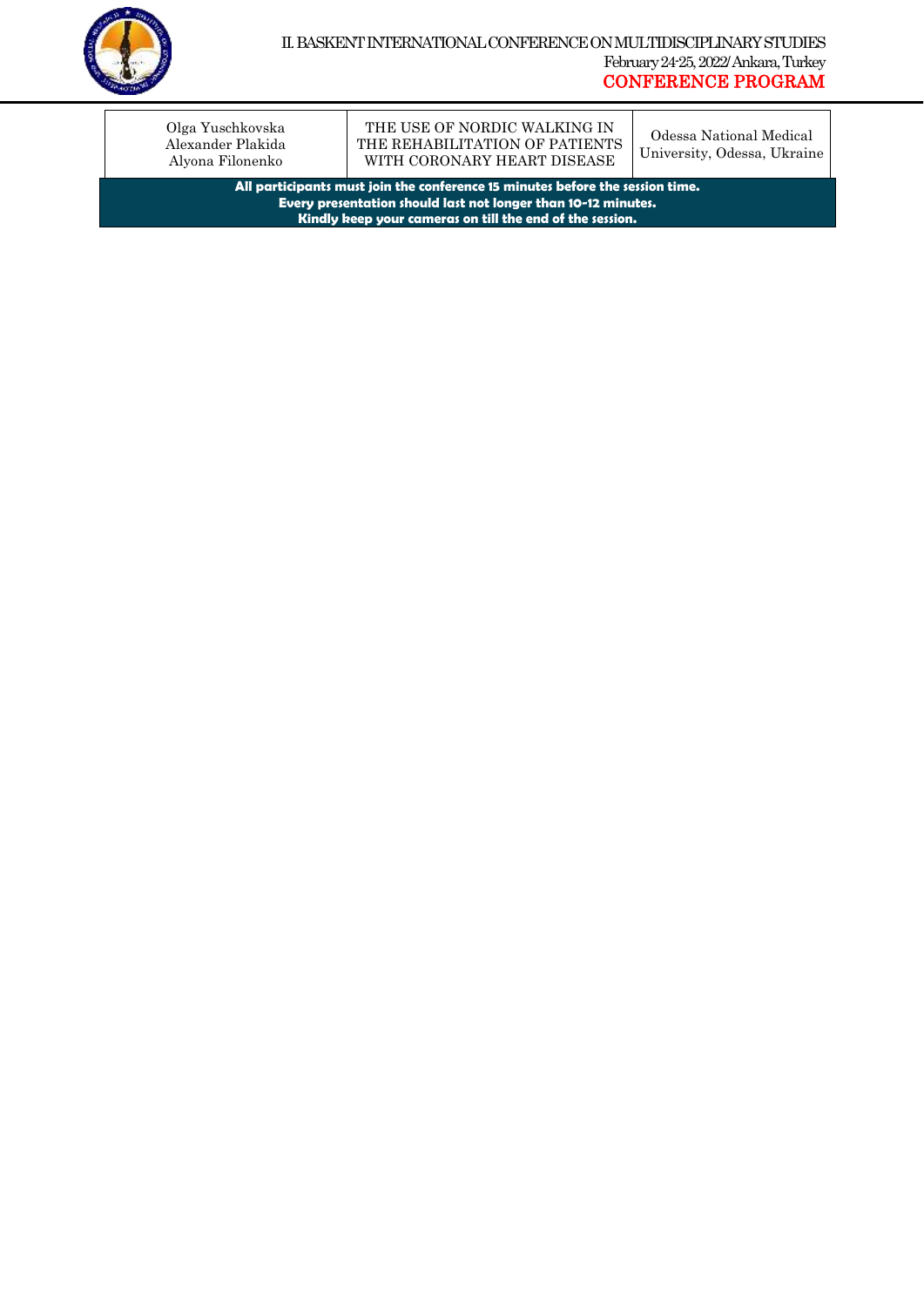| | | |
|---|---|---|
| Olga Yuschkovska<br>Alexander Plakida<br>Alyona Filonenko | THE USE OF NORDIC WALKING IN THE REHABILITATION OF PATIENTS WITH CORONARY HEART DISEASE | Odessa National Medical University, Odessa, Ukraine |

**All participants must join the conference 15 minutes before the session time.**
**Every presentation should last not longer than 10-12 minutes.**
**Kindly keep your cameras on till the end of the session.**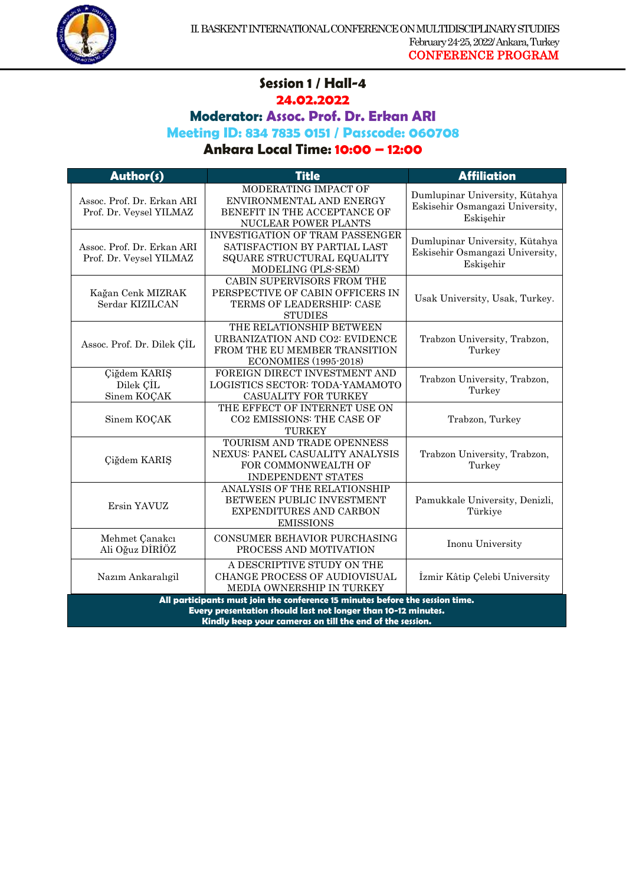## Session 1 / Hall-4

**24.02.2022**

**Moderator: Assoc. Prof. Dr. Erkan ARI**

**Meeting ID: 834 7835 0151 / Passcode: 060708**

**Ankara Local Time: 10:00 – 12:00**

| Author(s) | Title | Affiliation |
|---|---|---|
| Assoc. Prof. Dr. Erkan ARI<br>Prof. Dr. Veysel YILMAZ | MODERATING IMPACT OF ENVIRONMENTAL AND ENERGY BENEFIT IN THE ACCEPTANCE OF NUCLEAR POWER PLANTS | Dumlupinar University, Kütahya<br>Eskisehir Osmangazi University, Eskişehir |
| Assoc. Prof. Dr. Erkan ARI<br>Prof. Dr. Veysel YILMAZ | INVESTIGATION OF TRAM PASSENGER SATISFACTION BY PARTIAL LAST SQUARE STRUCTURAL EQUALITY MODELING (PLS-SEM) | Dumlupinar University, Kütahya<br>Eskisehir Osmangazi University, Eskişehir |
| Kağan Cenk MIZRAK<br>Serdar KIZILCAN | CABIN SUPERVISORS FROM THE PERSPECTIVE OF CABIN OFFICERS IN TERMS OF LEADERSHIP: CASE STUDIES | Usak University, Usak, Turkey. |
| Assoc. Prof. Dr. Dilek ÇİL | THE RELATIONSHIP BETWEEN URBANIZATION AND CO2: EVIDENCE FROM THE EU MEMBER TRANSITION ECONOMIES (1995-2018) | Trabzon University, Trabzon, Turkey |
| Çiğdem KARIŞ<br>Dilek ÇİL<br>Sinem KOÇAK | FOREIGN DIRECT INVESTMENT AND LOGISTICS SECTOR: TODA-YAMAMOTO CASUALITY FOR TURKEY | Trabzon University, Trabzon, Turkey |
| Sinem KOÇAK | THE EFFECT OF INTERNET USE ON CO2 EMISSIONS: THE CASE OF TURKEY | Trabzon, Turkey |
| Çiğdem KARIŞ | TOURISM AND TRADE OPENNESS NEXUS: PANEL CASUALITY ANALYSIS FOR COMMONWEALTH OF INDEPENDENT STATES | Trabzon University, Trabzon, Turkey |
| Ersin YAVUZ | ANALYSIS OF THE RELATIONSHIP BETWEEN PUBLIC INVESTMENT EXPENDITURES AND CARBON EMISSIONS | Pamukkale University, Denizli, Türkiye |
| Mehmet Çanakcı<br>Ali Oğuz DİRİÖZ | CONSUMER BEHAVIOR PURCHASING PROCESS AND MOTIVATION | Inonu University |
| Nazım Ankaralıgil | A DESCRIPTIVE STUDY ON THE CHANGE PROCESS OF AUDIOVISUAL MEDIA OWNERSHIP IN TURKEY | İzmir Kâtip Çelebi University |

**All participants must join the conference 15 minutes before the session time.**
**Every presentation should last not longer than 10-12 minutes.**
**Kindly keep your cameras on till the end of the session.**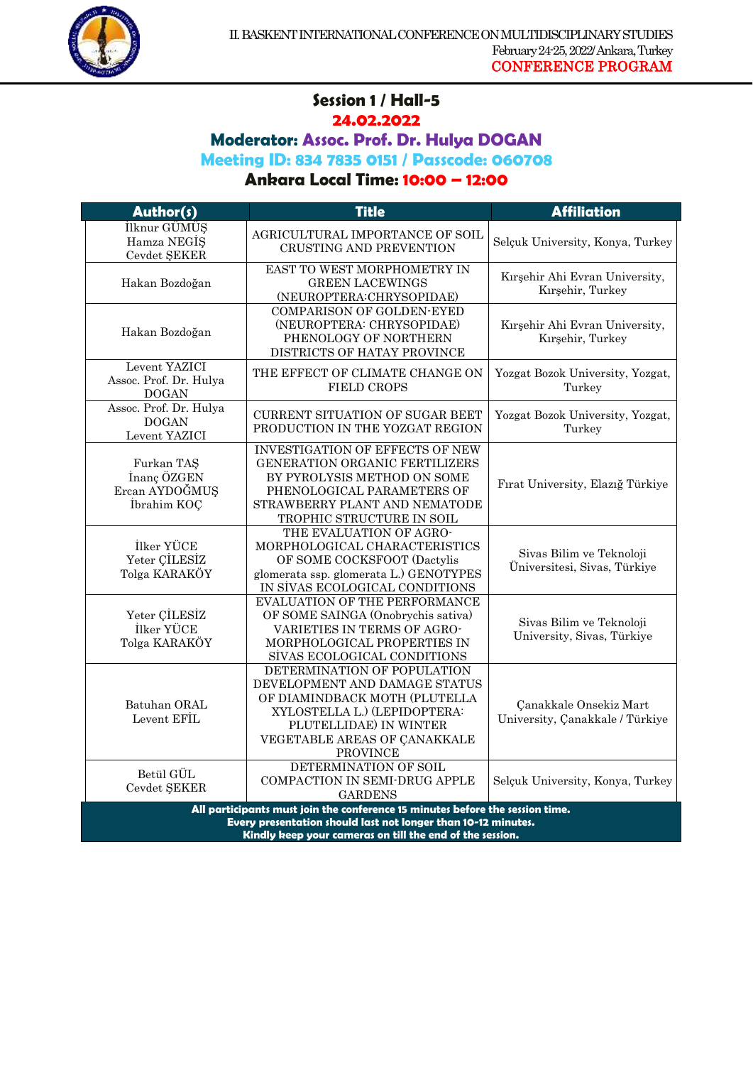## Session 1 / Hall-5

**24.02.2022**

**Moderator: Assoc. Prof. Dr. Hulya DOGAN**

**Meeting ID: 834 7835 0151 / Passcode: 060708**

**Ankara Local Time: 10:00 – 12:00**

| Author(s) | Title | Affiliation |
|---|---|---|
| İlknur GÜMÜŞ<br>Hamza NEGİŞ<br>Cevdet ŞEKER | AGRICULTURAL IMPORTANCE OF SOIL CRUSTING AND PREVENTION | Selçuk University, Konya, Turkey |
| Hakan Bozdoğan | EAST TO WEST MORPHOMETRY IN GREEN LACEWINGS (NEUROPTERA:CHRYSOPIDAE) | Kırşehir Ahi Evran University, Kırşehir, Turkey |
| Hakan Bozdoğan | COMPARISON OF GOLDEN-EYED (NEUROPTERA: CHRYSOPIDAE) PHENOLOGY OF NORTHERN DISTRICTS OF HATAY PROVINCE | Kırşehir Ahi Evran University, Kırşehir, Turkey |
| Levent YAZICI<br>Assoc. Prof. Dr. Hulya DOGAN | THE EFFECT OF CLIMATE CHANGE ON FIELD CROPS | Yozgat Bozok University, Yozgat, Turkey |
| Assoc. Prof. Dr. Hulya DOGAN<br>Levent YAZICI | CURRENT SITUATION OF SUGAR BEET PRODUCTION IN THE YOZGAT REGION | Yozgat Bozok University, Yozgat, Turkey |
| Furkan TAŞ<br>İnanç ÖZGEN<br>Ercan AYDOĞMUŞ<br>İbrahim KOÇ | INVESTIGATION OF EFFECTS OF NEW GENERATION ORGANIC FERTILIZERS BY PYROLYSIS METHOD ON SOME PHENOLOGICAL PARAMETERS OF STRAWBERRY PLANT AND NEMATODE TROPHIC STRUCTURE IN SOIL | Fırat University, Elazığ Türkiye |
| İlker YÜCE<br>Yeter ÇİLESİZ<br>Tolga KARAKÖY | THE EVALUATION OF AGRO-MORPHOLOGICAL CHARACTERISTICS OF SOME COCKSFOOT (Dactylis glomerata ssp. glomerata L.) GENOTYPES IN SİVAS ECOLOGICAL CONDITIONS | Sivas Bilim ve Teknoloji Üniversitesi, Sivas, Türkiye |
| Yeter ÇİLESİZ<br>İlker YÜCE<br>Tolga KARAKÖY | EVALUATION OF THE PERFORMANCE OF SOME SAINGA (Onobrychis sativa) VARIETIES IN TERMS OF AGRO-MORPHOLOGICAL PROPERTIES IN SİVAS ECOLOGICAL CONDITIONS | Sivas Bilim ve Teknoloji University, Sivas, Türkiye |
| Batuhan ORAL<br>Levent EFİL | DETERMINATION OF POPULATION DEVELOPMENT AND DAMAGE STATUS OF DIAMINDBACK MOTH (PLUTELLA XYLOSTELLA L.) (LEPIDOPTERA: PLUTELLIDAE) IN WINTER VEGETABLE AREAS OF ÇANAKKALE PROVINCE | Çanakkale Onsekiz Mart University, Çanakkale / Türkiye |
| Betül GÜL<br>Cevdet ŞEKER | DETERMINATION OF SOIL COMPACTION IN SEMI-DRUG APPLE GARDENS | Selçuk University, Konya, Turkey |

**All participants must join the conference 15 minutes before the session time.**
**Every presentation should last not longer than 10-12 minutes.**
**Kindly keep your cameras on till the end of the session.**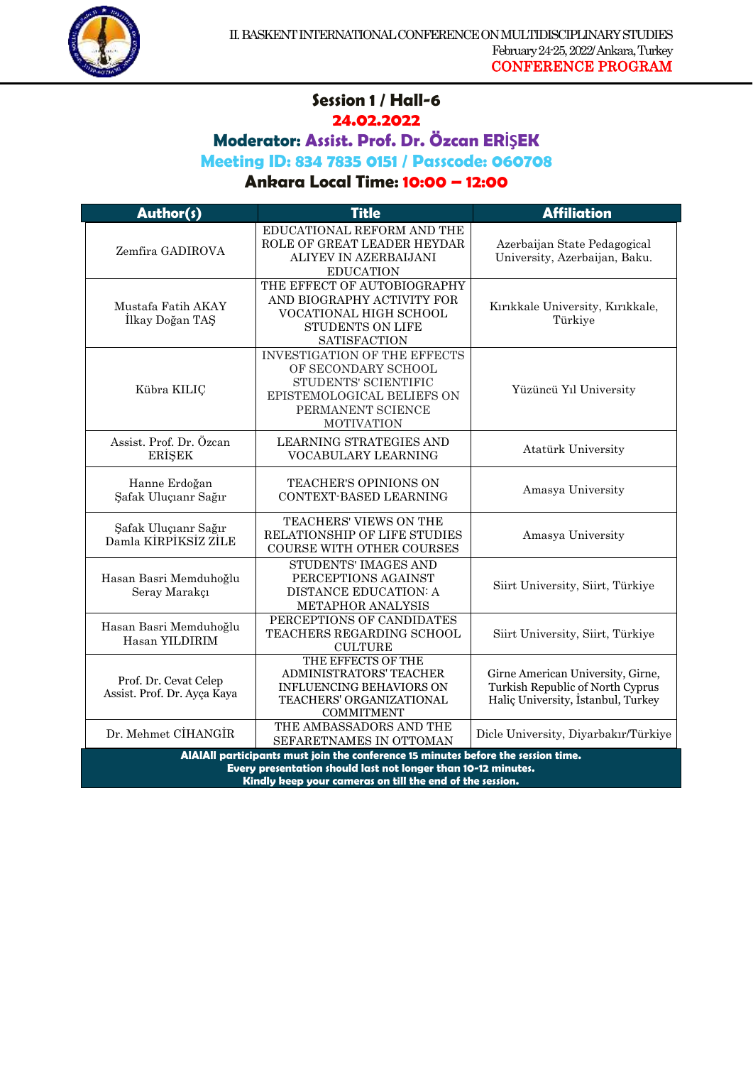## Session 1 / Hall-6

**24.02.2022**

**Moderator: Assist. Prof. Dr. Özcan ERİŞEK**

**Meeting ID: 834 7835 0151 / Passcode: 060708**

**Ankara Local Time: 10:00 – 12:00**

| Author(s) | Title | Affiliation |
|---|---|---|
| Zemfira GADIROVA | EDUCATIONAL REFORM AND THE ROLE OF GREAT LEADER HEYDAR ALIYEV IN AZERBAIJANI EDUCATION | Azerbaijan State Pedagogical University, Azerbaijan, Baku. |
| Mustafa Fatih AKAY<br>İlkay Doğan TAŞ | THE EFFECT OF AUTOBIOGRAPHY AND BIOGRAPHY ACTIVITY FOR VOCATIONAL HIGH SCHOOL STUDENTS ON LIFE SATISFACTION | Kırıkkale University, Kırıkkale, Türkiye |
| Kübra KILIÇ | INVESTIGATION OF THE EFFECTS OF SECONDARY SCHOOL STUDENTS' SCIENTIFIC EPISTEMOLOGICAL BELIEFS ON PERMANENT SCIENCE MOTIVATION | Yüzüncü Yıl University |
| Assist. Prof. Dr. Özcan ERİŞEK | LEARNING STRATEGIES AND VOCABULARY LEARNING | Atatürk University |
| Hanne Erdoğan<br>Şafak Uluçıanr Sağır | TEACHER'S OPINIONS ON CONTEXT-BASED LEARNING | Amasya University |
| Şafak Uluçıanr Sağır<br>Damla KİRPİKSİZ ZİLE | TEACHERS' VIEWS ON THE RELATIONSHIP OF LIFE STUDIES COURSE WITH OTHER COURSES | Amasya University |
| Hasan Basri Memduhoğlu<br>Seray Marakçı | STUDENTS' IMAGES AND PERCEPTIONS AGAINST DISTANCE EDUCATION: A METAPHOR ANALYSIS | Siirt University, Siirt, Türkiye |
| Hasan Basri Memduhoğlu<br>Hasan YILDIRIM | PERCEPTIONS OF CANDIDATES TEACHERS REGARDING SCHOOL CULTURE | Siirt University, Siirt, Türkiye |
| Prof. Dr. Cevat Celep<br>Assist. Prof. Dr. Ayça Kaya | THE EFFECTS OF THE ADMINISTRATORS' TEACHER INFLUENCING BEHAVIORS ON TEACHERS' ORGANIZATIONAL COMMITMENT | Girne American University, Girne, Turkish Republic of North Cyprus<br>Haliç University, İstanbul, Turkey |
| Dr. Mehmet CİHANGİR | THE AMBASSADORS AND THE SEFARETNAMES IN OTTOMAN | Dicle University, Diyarbakır/Türkiye |

**AIAIAll participants must join the conference 15 minutes before the session time.**
**Every presentation should last not longer than 10-12 minutes.**
**Kindly keep your cameras on till the end of the session.**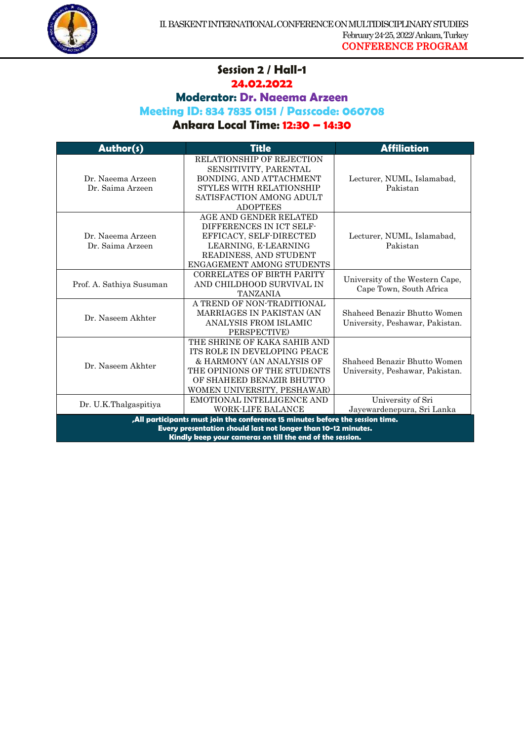## Session 2 / Hall-1

**24.02.2022**

**Moderator: Dr. Naeema Arzeen**

**Meeting ID: 834 7835 0151 / Passcode: 060708**

**Ankara Local Time: 12:30 – 14:30**

| Author(s) | Title | Affiliation |
|---|---|---|
| Dr. Naeema Arzeen<br>Dr. Saima Arzeen | RELATIONSHIP OF REJECTION SENSITIVITY, PARENTAL BONDING, AND ATTACHMENT STYLES WITH RELATIONSHIP SATISFACTION AMONG ADULT ADOPTEES | Lecturer, NUML, Islamabad, Pakistan |
| Dr. Naeema Arzeen<br>Dr. Saima Arzeen | AGE AND GENDER RELATED DIFFERENCES IN ICT SELF-EFFICACY, SELF-DIRECTED LEARNING, E-LEARNING READINESS, AND STUDENT ENGAGEMENT AMONG STUDENTS | Lecturer, NUML, Islamabad, Pakistan |
| Prof. A. Sathiya Susuman | CORRELATES OF BIRTH PARITY AND CHILDHOOD SURVIVAL IN TANZANIA | University of the Western Cape, Cape Town, South Africa |
| Dr. Naseem Akhter | A TREND OF NON-TRADITIONAL MARRIAGES IN PAKISTAN (AN ANALYSIS FROM ISLAMIC PERSPECTIVE) | Shaheed Benazir Bhutto Women University, Peshawar, Pakistan. |
| Dr. Naseem Akhter | THE SHRINE OF KAKA SAHIB AND ITS ROLE IN DEVELOPING PEACE & HARMONY (AN ANALYSIS OF THE OPINIONS OF THE STUDENTS OF SHAHEED BENAZIR BHUTTO WOMEN UNIVERSITY, PESHAWAR) | Shaheed Benazir Bhutto Women University, Peshawar, Pakistan. |
| Dr. U.K.Thalgaspitiya | EMOTIONAL INTELLIGENCE AND WORK-LIFE BALANCE | University of Sri Jayewardenepura, Sri Lanka |

**,All participants must join the conference 15 minutes before the session time.**
**Every presentation should last not longer than 10-12 minutes.**
**Kindly keep your cameras on till the end of the session.**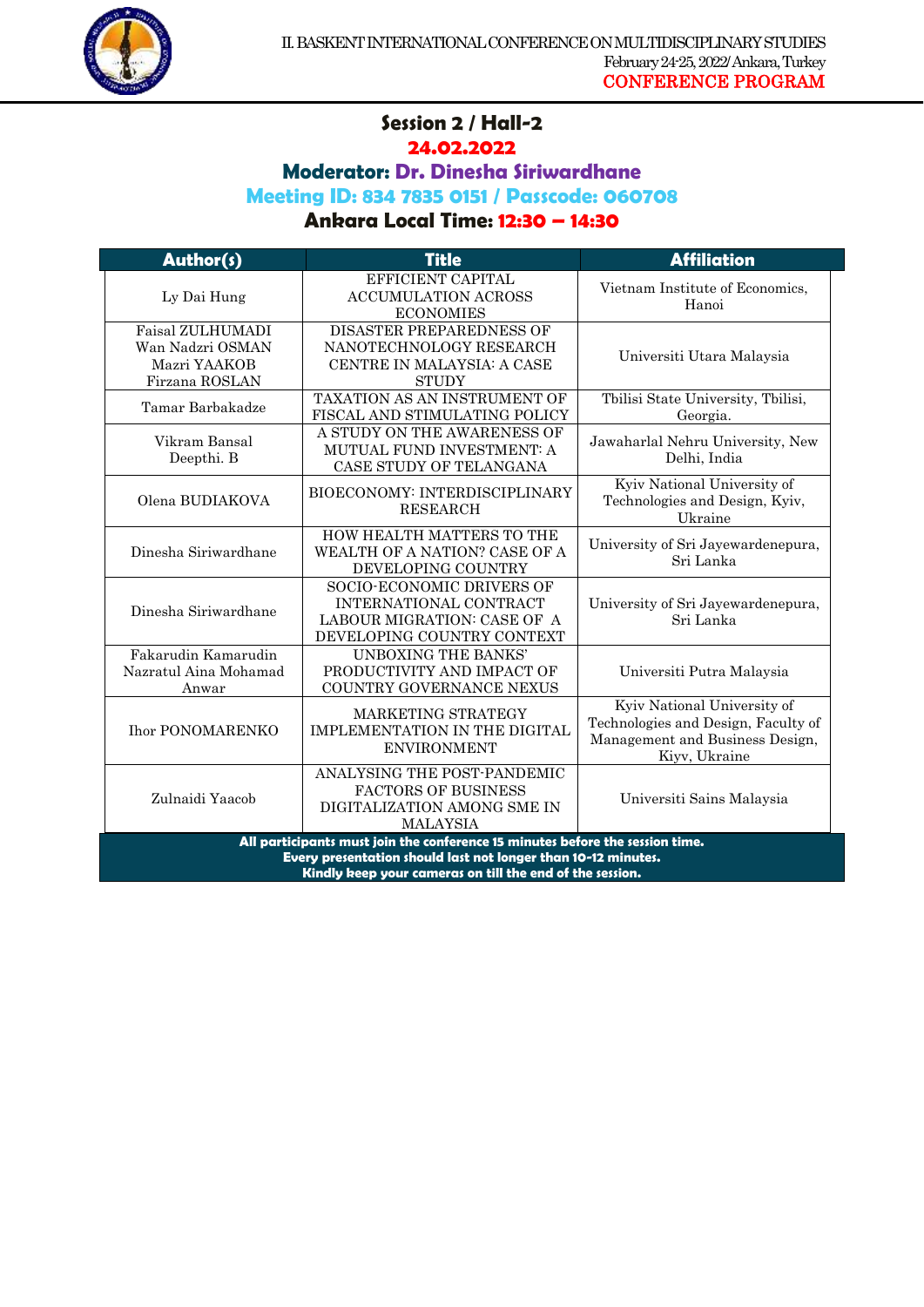## Session 2 / Hall-2

**24.02.2022**

**Moderator: Dr. Dinesha Siriwardhane**

**Meeting ID: 834 7835 0151 / Passcode: 060708**

**Ankara Local Time: 12:30 – 14:30**

| Author(s) | Title | Affiliation |
|---|---|---|
| Ly Dai Hung | EFFICIENT CAPITAL ACCUMULATION ACROSS ECONOMIES | Vietnam Institute of Economics, Hanoi |
| Faisal ZULHUMADI<br>Wan Nadzri OSMAN<br>Mazri YAAKOB<br>Firzana ROSLAN | DISASTER PREPAREDNESS OF NANOTECHNOLOGY RESEARCH CENTRE IN MALAYSIA: A CASE STUDY | Universiti Utara Malaysia |
| Tamar Barbakadze | TAXATION AS AN INSTRUMENT OF FISCAL AND STIMULATING POLICY | Tbilisi State University, Tbilisi, Georgia. |
| Vikram Bansal<br>Deepthi. B | A STUDY ON THE AWARENESS OF MUTUAL FUND INVESTMENT: A CASE STUDY OF TELANGANA | Jawaharlal Nehru University, New Delhi, India |
| Olena BUDIAKOVA | BIOECONOMY: INTERDISCIPLINARY RESEARCH | Kyiv National University of Technologies and Design, Kyiv, Ukraine |
| Dinesha Siriwardhane | HOW HEALTH MATTERS TO THE WEALTH OF A NATION? CASE OF A DEVELOPING COUNTRY | University of Sri Jayewardenepura, Sri Lanka |
| Dinesha Siriwardhane | SOCIO-ECONOMIC DRIVERS OF INTERNATIONAL CONTRACT LABOUR MIGRATION: CASE OF A DEVELOPING COUNTRY CONTEXT | University of Sri Jayewardenepura, Sri Lanka |
| Fakarudin Kamarudin<br>Nazratul Aina Mohamad Anwar | UNBOXING THE BANKS' PRODUCTIVITY AND IMPACT OF COUNTRY GOVERNANCE NEXUS | Universiti Putra Malaysia |
| Ihor PONOMARENKO | MARKETING STRATEGY IMPLEMENTATION IN THE DIGITAL ENVIRONMENT | Kyiv National University of Technologies and Design, Faculty of Management and Business Design, Kiyv, Ukraine |
| Zulnaidi Yaacob | ANALYSING THE POST-PANDEMIC FACTORS OF BUSINESS DIGITALIZATION AMONG SME IN MALAYSIA | Universiti Sains Malaysia |

**All participants must join the conference 15 minutes before the session time.**
**Every presentation should last not longer than 10-12 minutes.**
**Kindly keep your cameras on till the end of the session.**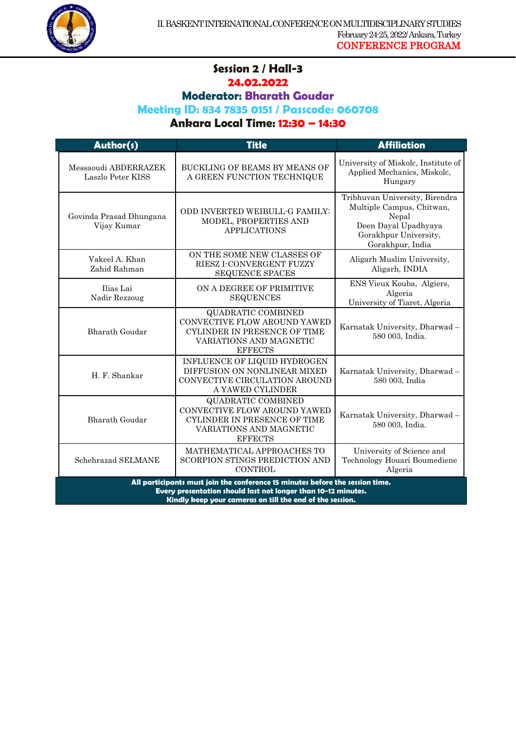## Session 2 / Hall-3

**24.02.2022**

**Moderator: Bharath Goudar**

**Meeting ID: 834 7835 0151 / Passcode: 060708**

**Ankara Local Time: 12:30 – 14:30**

| Author(s) | Title | Affiliation |
|---|---|---|
| Messaoudi ABDERRAZEK<br>Laszlo Peter KISS | BUCKLING OF BEAMS BY MEANS OF A GREEN FUNCTION TECHNIQUE | University of Miskolc, Institute of Applied Mechanics, Miskolc, Hungary |
| Govinda Prasad Dhungana<br>Vijay Kumar | ODD INVERTED WEIBULL-G FAMILY: MODEL, PROPERTIES AND APPLICATIONS | Tribhuvan University, Birendra Multiple Campus, Chitwan, Nepal<br>Deen Dayal Upadhyaya Gorakhpur University, Gorakhpur, India |
| Vakeel A. Khan<br>Zahid Rahman | ON THE SOME NEW CLASSES OF RIESZ I-CONVERGENT FUZZY SEQUENCE SPACES | Aligarh Muslim University, Aligarh, INDIA |
| Ilias Lai<br>Nadir Rezzoug | ON A DEGREE OF PRIMITIVE SEQUENCES | ENS Vieux Kouba, Algiers, Algeria<br>University of Tiaret, Algeria |
| Bharath Goudar | QUADRATIC COMBINED CONVECTIVE FLOW AROUND YAWED CYLINDER IN PRESENCE OF TIME VARIATIONS AND MAGNETIC EFFECTS | Karnatak University, Dharwad – 580 003, India. |
| H. F. Shankar | INFLUENCE OF LIQUID HYDROGEN DIFFUSION ON NONLINEAR MIXED CONVECTIVE CIRCULATION AROUND A YAWED CYLINDER | Karnatak University, Dharwad – 580 003, India |
| Bharath Goudar | QUADRATIC COMBINED CONVECTIVE FLOW AROUND YAWED CYLINDER IN PRESENCE OF TIME VARIATIONS AND MAGNETIC EFFECTS | Karnatak University, Dharwad – 580 003, India. |
| Schehrazad SELMANE | MATHEMATICAL APPROACHES TO SCORPION STINGS PREDICTION AND CONTROL | University of Science and Technology Houari Boumediene Algeria |

**All participants must join the conference 15 minutes before the session time.**
**Every presentation should last not longer than 10-12 minutes.**
**Kindly keep your cameras on till the end of the session.**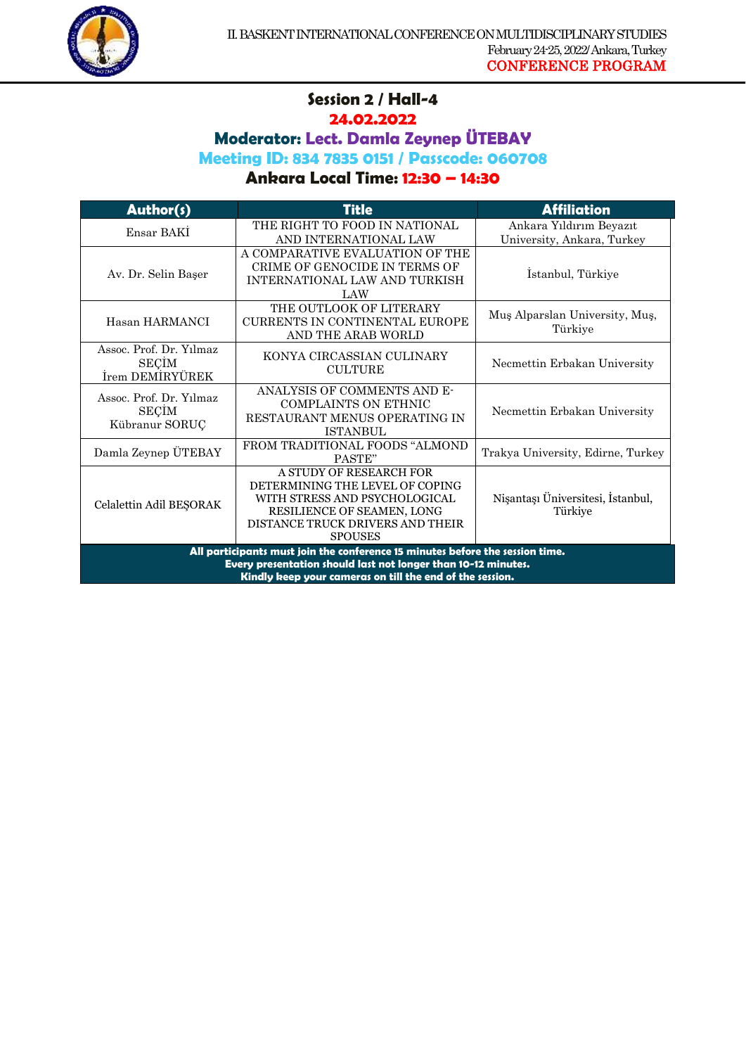## Session 2 / Hall-4

**24.02.2022**

**Moderator: Lect. Damla Zeynep ÜTEBAY**

**Meeting ID: 834 7835 0151 / Passcode: 060708**

**Ankara Local Time: 12:30 – 14:30**

| Author(s) | Title | Affiliation |
|---|---|---|
| Ensar BAKİ | THE RIGHT TO FOOD IN NATIONAL AND INTERNATIONAL LAW | Ankara Yıldırım Beyazıt University, Ankara, Turkey |
| Av. Dr. Selin Başer | A COMPARATIVE EVALUATION OF THE CRIME OF GENOCIDE IN TERMS OF INTERNATIONAL LAW AND TURKISH LAW | İstanbul, Türkiye |
| Hasan HARMANCI | THE OUTLOOK OF LITERARY CURRENTS IN CONTINENTAL EUROPE AND THE ARAB WORLD | Muş Alparslan University, Muş, Türkiye |
| Assoc. Prof. Dr. Yılmaz SEÇİM<br>İrem DEMİRYÜREK | KONYA CIRCASSIAN CULINARY CULTURE | Necmettin Erbakan University |
| Assoc. Prof. Dr. Yılmaz SEÇİM<br>Kübranur SORUÇ | ANALYSIS OF COMMENTS AND E-COMPLAINTS ON ETHNIC RESTAURANT MENUS OPERATING IN ISTANBUL | Necmettin Erbakan University |
| Damla Zeynep ÜTEBAY | FROM TRADITIONAL FOODS "ALMOND PASTE" | Trakya University, Edirne, Turkey |
| Celalettin Adil BEŞORAK | A STUDY OF RESEARCH FOR DETERMINING THE LEVEL OF COPING WITH STRESS AND PSYCHOLOGICAL RESILIENCE OF SEAMEN, LONG DISTANCE TRUCK DRIVERS AND THEIR SPOUSES | Nişantaşı Üniversitesi, İstanbul, Türkiye |

**All participants must join the conference 15 minutes before the session time.**
**Every presentation should last not longer than 10-12 minutes.**
**Kindly keep your cameras on till the end of the session.**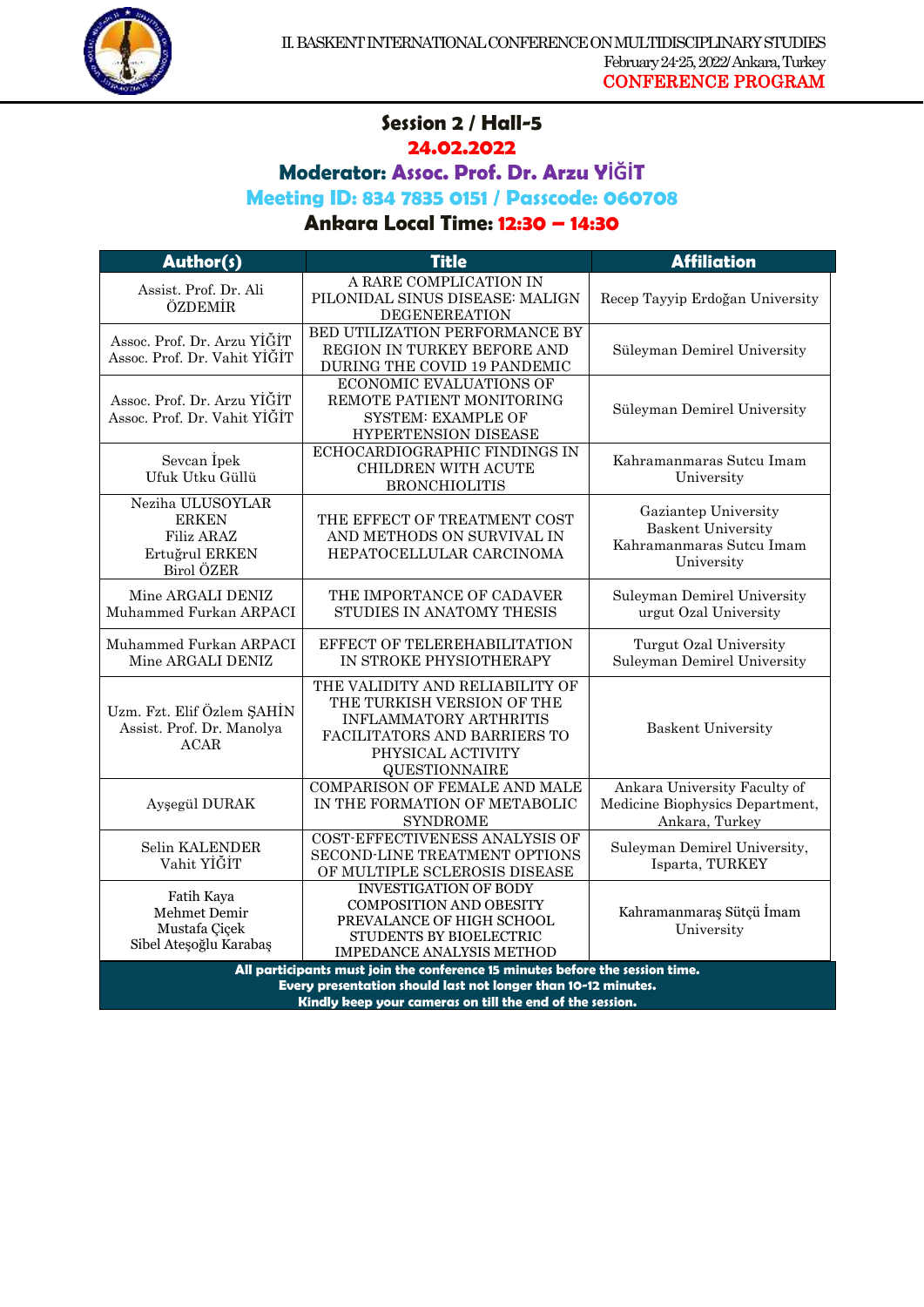## Session 2 / Hall-5

**24.02.2022**

**Moderator: Assoc. Prof. Dr. Arzu YİĞİT**

**Meeting ID: 834 7835 0151 / Passcode: 060708**

**Ankara Local Time: 12:30 – 14:30**

| Author(s) | Title | Affiliation |
|---|---|---|
| Assist. Prof. Dr. Ali ÖZDEMİR | A RARE COMPLICATION IN PILONIDAL SINUS DISEASE: MALIGN DEGENEREATION | Recep Tayyip Erdoğan University |
| Assoc. Prof. Dr. Arzu YİĞİT<br>Assoc. Prof. Dr. Vahit YİĞİT | BED UTILIZATION PERFORMANCE BY REGION IN TURKEY BEFORE AND DURING THE COVID 19 PANDEMIC | Süleyman Demirel University |
| Assoc. Prof. Dr. Arzu YİĞİT<br>Assoc. Prof. Dr. Vahit YİĞİT | ECONOMIC EVALUATIONS OF REMOTE PATIENT MONITORING SYSTEM: EXAMPLE OF HYPERTENSION DISEASE | Süleyman Demirel University |
| Sevcan İpek<br>Ufuk Utku Güllü | ECHOCARDIOGRAPHIC FINDINGS IN CHILDREN WITH ACUTE BRONCHIOLITIS | Kahramanmaras Sutcu Imam University |
| Neziha ULUSOYLAR ERKEN<br>Filiz ARAZ<br>Ertuğrul ERKEN<br>Birol ÖZER | THE EFFECT OF TREATMENT COST AND METHODS ON SURVIVAL IN HEPATOCELLULAR CARCINOMA | Gaziantep University<br>Baskent University<br>Kahramanmaras Sutcu Imam University |
| Mine ARGALI DENIZ<br>Muhammed Furkan ARPACI | THE IMPORTANCE OF CADAVER STUDIES IN ANATOMY THESIS | Suleyman Demirel University<br>urgut Ozal University |
| Muhammed Furkan ARPACI<br>Mine ARGALI DENIZ | EFFECT OF TELEREHABILITATION IN STROKE PHYSIOTHERAPY | Turgut Ozal University<br>Suleyman Demirel University |
| Uzm. Fzt. Elif Özlem ŞAHİN<br>Assist. Prof. Dr. Manolya ACAR | THE VALIDITY AND RELIABILITY OF THE TURKISH VERSION OF THE INFLAMMATORY ARTHRITIS FACILITATORS AND BARRIERS TO PHYSICAL ACTIVITY QUESTIONNAIRE | Baskent University |
| Ayşegül DURAK | COMPARISON OF FEMALE AND MALE IN THE FORMATION OF METABOLIC SYNDROME | Ankara University Faculty of Medicine Biophysics Department, Ankara, Turkey |
| Selin KALENDER<br>Vahit YİĞİT | COST-EFFECTIVENESS ANALYSIS OF SECOND-LINE TREATMENT OPTIONS OF MULTIPLE SCLEROSIS DISEASE | Suleyman Demirel University, Isparta, TURKEY |
| Fatih Kaya<br>Mehmet Demir<br>Mustafa Çiçek<br>Sibel Ateşoğlu Karabaş | INVESTIGATION OF BODY COMPOSITION AND OBESITY PREVALANCE OF HIGH SCHOOL STUDENTS BY BIOELECTRIC IMPEDANCE ANALYSIS METHOD | Kahramanmaraş Sütçü İmam University |

**All participants must join the conference 15 minutes before the session time.**
**Every presentation should last not longer than 10-12 minutes.**
**Kindly keep your cameras on till the end of the session.**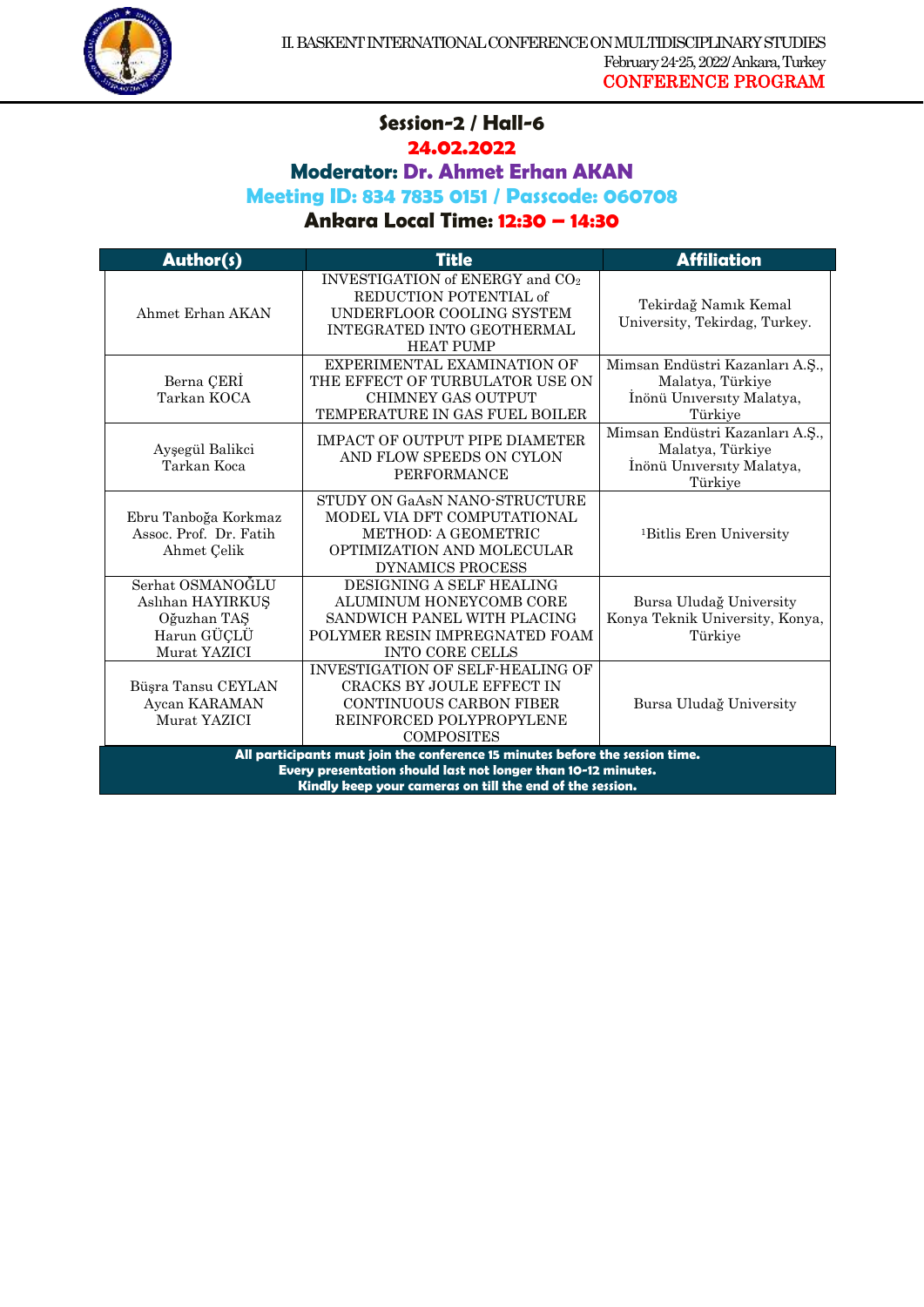## Session-2 / Hall-6

**24.02.2022**

**Moderator: Dr. Ahmet Erhan AKAN**

**Meeting ID: 834 7835 0151 / Passcode: 060708**

**Ankara Local Time: 12:30 – 14:30**

| Author(s) | Title | Affiliation |
|---|---|---|
| Ahmet Erhan AKAN | INVESTIGATION of ENERGY and $CO_2$ REDUCTION POTENTIAL of UNDERFLOOR COOLING SYSTEM INTEGRATED INTO GEOTHERMAL HEAT PUMP | Tekirdağ Namık Kemal University, Tekirdag, Turkey. |
| Berna ÇERİ<br>Tarkan KOCA | EXPERIMENTAL EXAMINATION OF THE EFFECT OF TURBULATOR USE ON CHIMNEY GAS OUTPUT TEMPERATURE IN GAS FUEL BOILER | Mimsan Endüstri Kazanları A.Ş., Malatya, Türkiye<br>İnönü Unıversıty Malatya, Türkiye |
| Ayşegül Balikci<br>Tarkan Koca | IMPACT OF OUTPUT PIPE DIAMETER AND FLOW SPEEDS ON CYLON PERFORMANCE | Mimsan Endüstri Kazanları A.Ş., Malatya, Türkiye<br>İnönü Unıversıty Malatya, Türkiye |
| Ebru Tanboğa Korkmaz<br>Assoc. Prof. Dr. Fatih Ahmet Çelik | STUDY ON GaAsN NANO-STRUCTURE MODEL VIA DFT COMPUTATIONAL METHOD: A GEOMETRIC OPTIMIZATION AND MOLECULAR DYNAMICS PROCESS | [1]Bitlis Eren University |
| Serhat OSMANOĞLU<br>Aslıhan HAYIRKUŞ<br>Oğuzhan TAŞ<br>Harun GÜÇLÜ<br>Murat YAZICI | DESIGNING A SELF HEALING ALUMINUM HONEYCOMB CORE SANDWICH PANEL WITH PLACING POLYMER RESIN IMPREGNATED FOAM INTO CORE CELLS | Bursa Uludağ University<br>Konya Teknik University, Konya, Türkiye |
| Büşra Tansu CEYLAN<br>Aycan KARAMAN<br>Murat YAZICI | INVESTIGATION OF SELF-HEALING OF CRACKS BY JOULE EFFECT IN CONTINUOUS CARBON FIBER REINFORCED POLYPROPYLENE COMPOSITES | Bursa Uludağ University |

**All participants must join the conference 15 minutes before the session time.**
**Every presentation should last not longer than 10-12 minutes.**
**Kindly keep your cameras on till the end of the session.**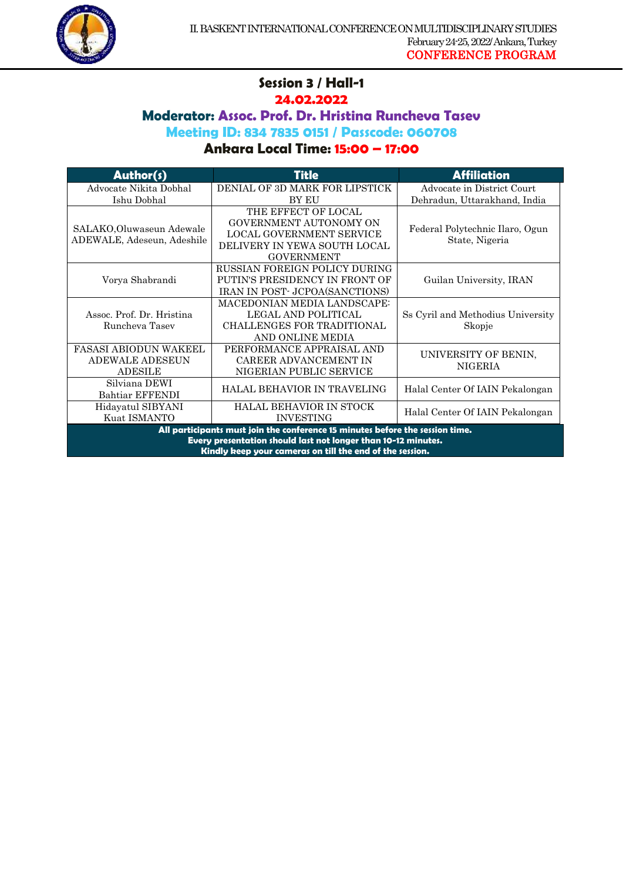## Session 3 / Hall-1

**24.02.2022**

**Moderator: Assoc. Prof. Dr. Hristina Runcheva Tasev**

**Meeting ID: 834 7835 0151 / Passcode: 060708**

**Ankara Local Time: 15:00 – 17:00**

| Author(s) | Title | Affiliation |
|---|---|---|
| Advocate Nikita Dobhal<br>Ishu Dobhal | DENIAL OF 3D MARK FOR LIPSTICK BY EU | Advocate in District Court Dehradun, Uttarakhand, India |
| SALAKO,Oluwaseun Adewale<br>ADEWALE, Adeseun, Adeshile | THE EFFECT OF LOCAL GOVERNMENT AUTONOMY ON LOCAL GOVERNMENT SERVICE DELIVERY IN YEWA SOUTH LOCAL GOVERNMENT | Federal Polytechnic Ilaro, Ogun State, Nigeria |
| Vorya Shabrandi | RUSSIAN FOREIGN POLICY DURING PUTIN'S PRESIDENCY IN FRONT OF IRAN IN POST- JCPOA(SANCTIONS) | Guilan University, IRAN |
| Assoc. Prof. Dr. Hristina Runcheva Tasev | MACEDONIAN MEDIA LANDSCAPE: LEGAL AND POLITICAL CHALLENGES FOR TRADITIONAL AND ONLINE MEDIA | Ss Cyril and Methodius University Skopje |
| FASASI ABIODUN WAKEEL<br>ADEWALE ADESEUN ADESILE | PERFORMANCE APPRAISAL AND CAREER ADVANCEMENT IN NIGERIAN PUBLIC SERVICE | UNIVERSITY OF BENIN, NIGERIA |
| Silviana DEWI<br>Bahtiar EFFENDI | HALAL BEHAVIOR IN TRAVELING | Halal Center Of IAIN Pekalongan |
| Hidayatul SIBYANI<br>Kuat ISMANTO | HALAL BEHAVIOR IN STOCK INVESTING | Halal Center Of IAIN Pekalongan |

**All participants must join the conference 15 minutes before the session time.**
**Every presentation should last not longer than 10-12 minutes.**
**Kindly keep your cameras on till the end of the session.**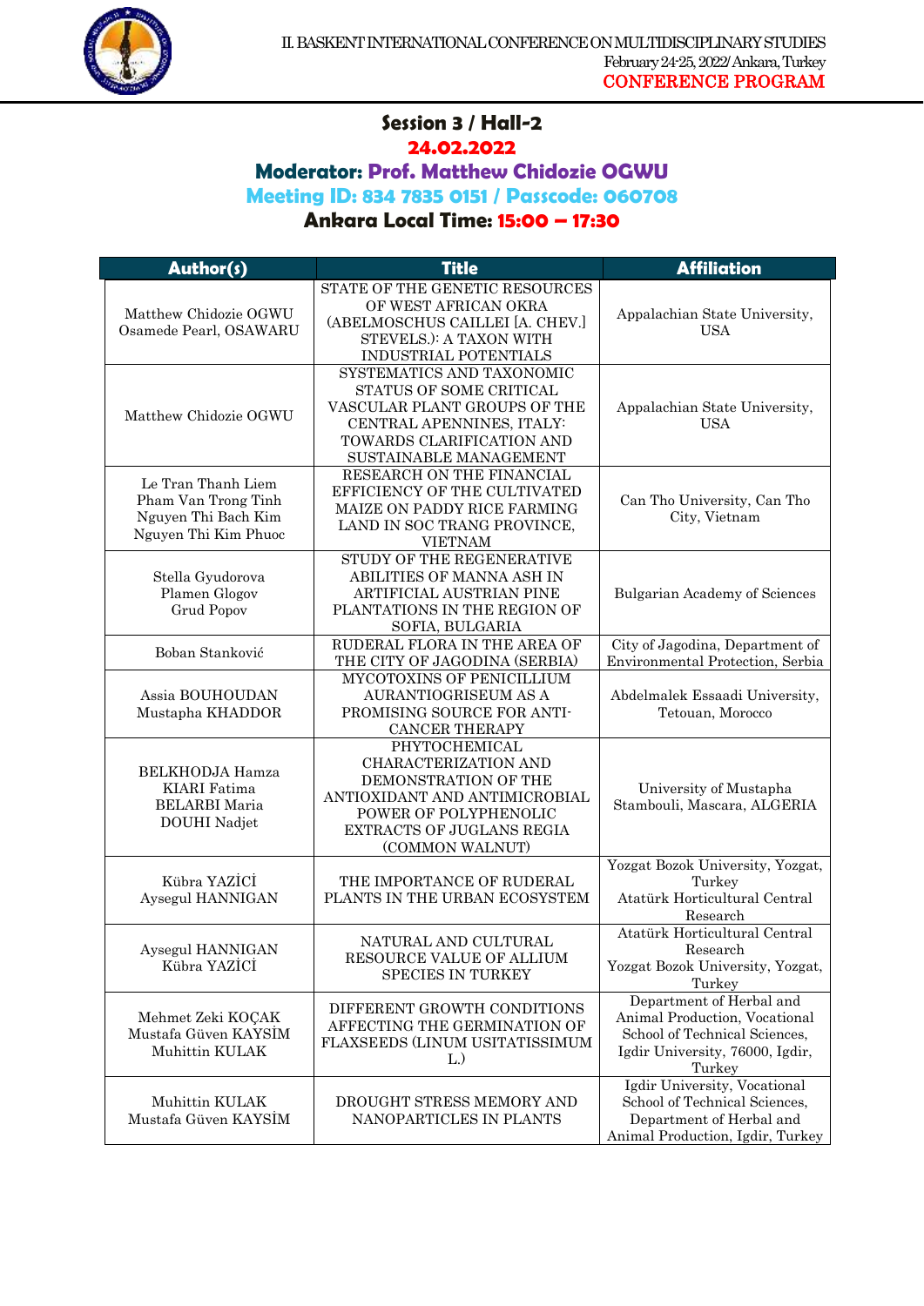## Session 3 / Hall-2

**24.02.2022**

**Moderator: Prof. Matthew Chidozie OGWU**

**Meeting ID: 834 7835 0151 / Passcode: 060708**

**Ankara Local Time: 15:00 – 17:30**

| Author(s) | Title | Affiliation |
|---|---|---|
| Matthew Chidozie OGWU<br>Osamede Pearl, OSAWARU | STATE OF THE GENETIC RESOURCES OF WEST AFRICAN OKRA (ABELMOSCHUS CAILLEI [A. CHEV.] STEVELS.): A TAXON WITH INDUSTRIAL POTENTIALS | Appalachian State University, USA |
| Matthew Chidozie OGWU | SYSTEMATICS AND TAXONOMIC STATUS OF SOME CRITICAL VASCULAR PLANT GROUPS OF THE CENTRAL APENNINES, ITALY: TOWARDS CLARIFICATION AND SUSTAINABLE MANAGEMENT | Appalachian State University, USA |
| Le Tran Thanh Liem<br>Pham Van Trong Tinh<br>Nguyen Thi Bach Kim<br>Nguyen Thi Kim Phuoc | RESEARCH ON THE FINANCIAL EFFICIENCY OF THE CULTIVATED MAIZE ON PADDY RICE FARMING LAND IN SOC TRANG PROVINCE, VIETNAM | Can Tho University, Can Tho City, Vietnam |
| Stella Gyudorova<br>Plamen Glogov<br>Grud Popov | STUDY OF THE REGENERATIVE ABILITIES OF MANNA ASH IN ARTIFICIAL AUSTRIAN PINE PLANTATIONS IN THE REGION OF SOFIA, BULGARIA | Bulgarian Academy of Sciences |
| Boban Stanković | RUDERAL FLORA IN THE AREA OF THE CITY OF JAGODINA (SERBIA) | City of Jagodina, Department of Environmental Protection, Serbia |
| Assia BOUHOUDAN<br>Mustapha KHADDOR | MYCOTOXINS OF PENICILLIUM AURANTIOGRISEUM AS A PROMISING SOURCE FOR ANTI-CANCER THERAPY | Abdelmalek Essaadi University, Tetouan, Morocco |
| BELKHODJA Hamza<br>KIARI Fatima<br>BELARBI Maria<br>DOUHI Nadjet | PHYTOCHEMICAL CHARACTERIZATION AND DEMONSTRATION OF THE ANTIOXIDANT AND ANTIMICROBIAL POWER OF POLYPHENOLIC EXTRACTS OF JUGLANS REGIA (COMMON WALNUT) | University of Mustapha Stambouli, Mascara, ALGERIA |
| Kübra YAZİCİ<br>Aysegul HANNIGAN | THE IMPORTANCE OF RUDERAL PLANTS IN THE URBAN ECOSYSTEM | Yozgat Bozok University, Yozgat, Turkey<br>Atatürk Horticultural Central Research |
| Aysegul HANNIGAN<br>Kübra YAZİCİ | NATURAL AND CULTURAL RESOURCE VALUE OF ALLIUM SPECIES IN TURKEY | Atatürk Horticultural Central Research<br>Yozgat Bozok University, Yozgat, Turkey |
| Mehmet Zeki KOÇAK<br>Mustafa Güven KAYSİM<br>Muhittin KULAK | DIFFERENT GROWTH CONDITIONS AFFECTING THE GERMINATION OF FLAXSEEDS (LINUM USITATISSIMUM L.) | Department of Herbal and Animal Production, Vocational School of Technical Sciences, Igdir University, 76000, Igdir, Turkey |
| Muhittin KULAK<br>Mustafa Güven KAYSİM | DROUGHT STRESS MEMORY AND NANOPARTICLES IN PLANTS | Igdir University, Vocational School of Technical Sciences, Department of Herbal and Animal Production, Igdir, Turkey |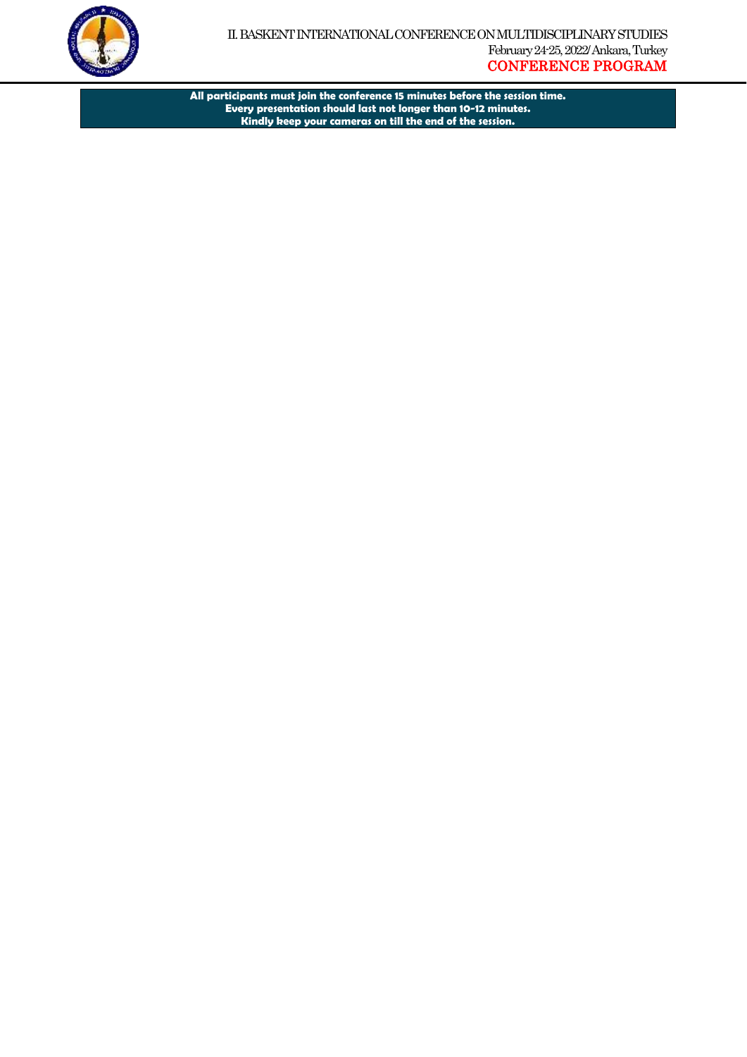**All participants must join the conference 15 minutes before the session time.**
**Every presentation should last not longer than 10-12 minutes.**
**Kindly keep your cameras on till the end of the session.**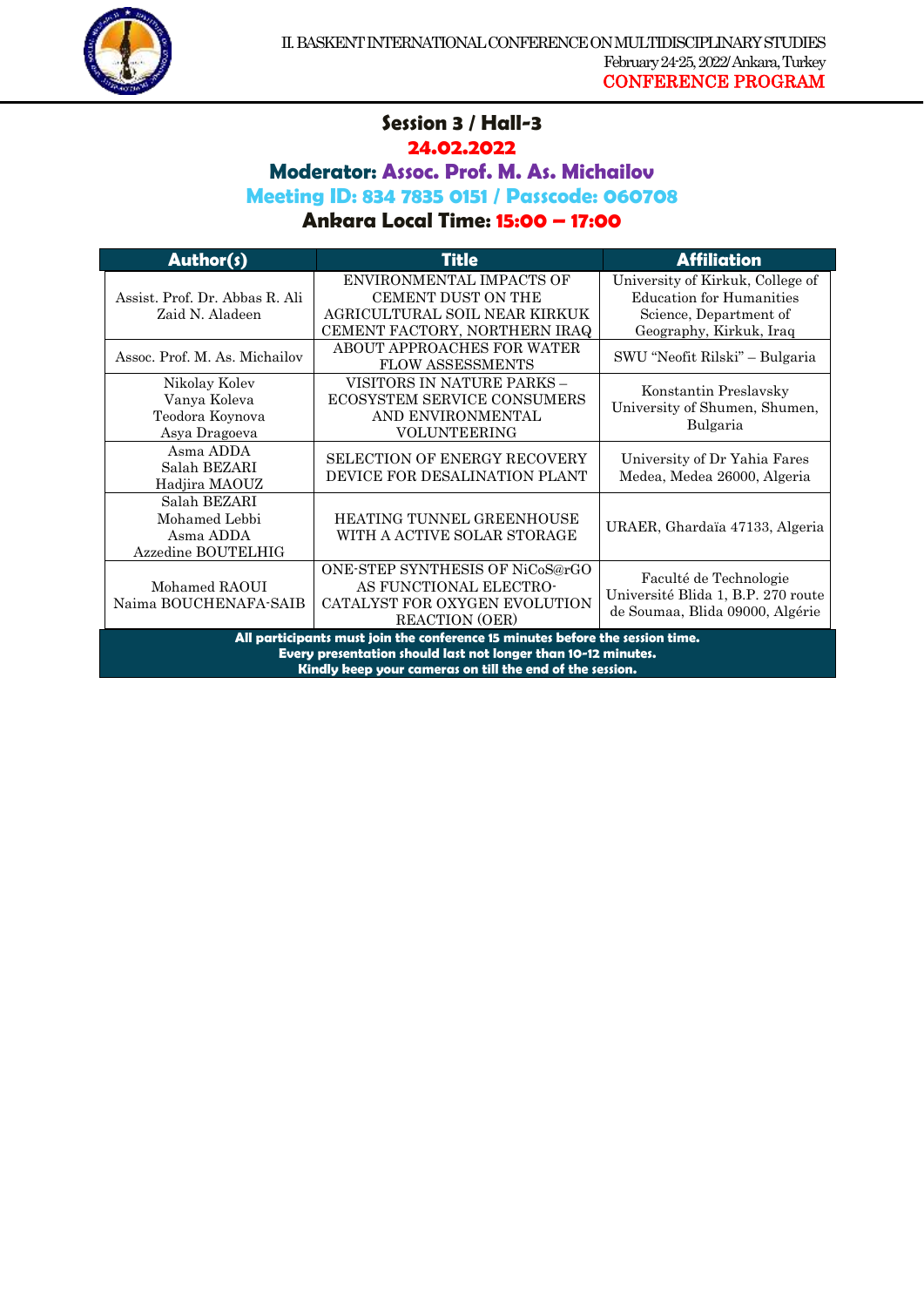## Session 3 / Hall-3

**24.02.2022**

**Moderator: Assoc. Prof. M. As. Michailov**

**Meeting ID: 834 7835 0151 / Passcode: 060708**

**Ankara Local Time: 15:00 – 17:00**

| Author(s) | Title | Affiliation |
|---|---|---|
| Assist. Prof. Dr. Abbas R. Ali<br>Zaid N. Aladeen | ENVIRONMENTAL IMPACTS OF CEMENT DUST ON THE AGRICULTURAL SOIL NEAR KIRKUK CEMENT FACTORY, NORTHERN IRAQ | University of Kirkuk, College of Education for Humanities Science, Department of Geography, Kirkuk, Iraq |
| Assoc. Prof. M. As. Michailov | ABOUT APPROACHES FOR WATER FLOW ASSESSMENTS | SWU “Neofit Rilski” – Bulgaria |
| Nikolay Kolev<br>Vanya Koleva<br>Teodora Koynova<br>Asya Dragoeva | VISITORS IN NATURE PARKS – ECOSYSTEM SERVICE CONSUMERS AND ENVIRONMENTAL VOLUNTEERING | Konstantin Preslavsky University of Shumen, Shumen, Bulgaria |
| Asma ADDA<br>Salah BEZARI<br>Hadjira MAOUZ | SELECTION OF ENERGY RECOVERY DEVICE FOR DESALINATION PLANT | University of Dr Yahia Fares Medea, Medea 26000, Algeria |
| Salah BEZARI<br>Mohamed Lebbi<br>Asma ADDA<br>Azzedine BOUTELHIG | HEATING TUNNEL GREENHOUSE WITH A ACTIVE SOLAR STORAGE | URAER, Ghardaïa 47133, Algeria |
| Mohamed RAOUI<br>Naima BOUCHENAFA-SAIB | ONE-STEP SYNTHESIS OF NiCoS@rGO AS FUNCTIONAL ELECTRO-CATALYST FOR OXYGEN EVOLUTION REACTION (OER) | Faculté de Technologie Université Blida 1, B.P. 270 route de Soumaa, Blida 09000, Algérie |

**All participants must join the conference 15 minutes before the session time.**
**Every presentation should last not longer than 10-12 minutes.**
**Kindly keep your cameras on till the end of the session.**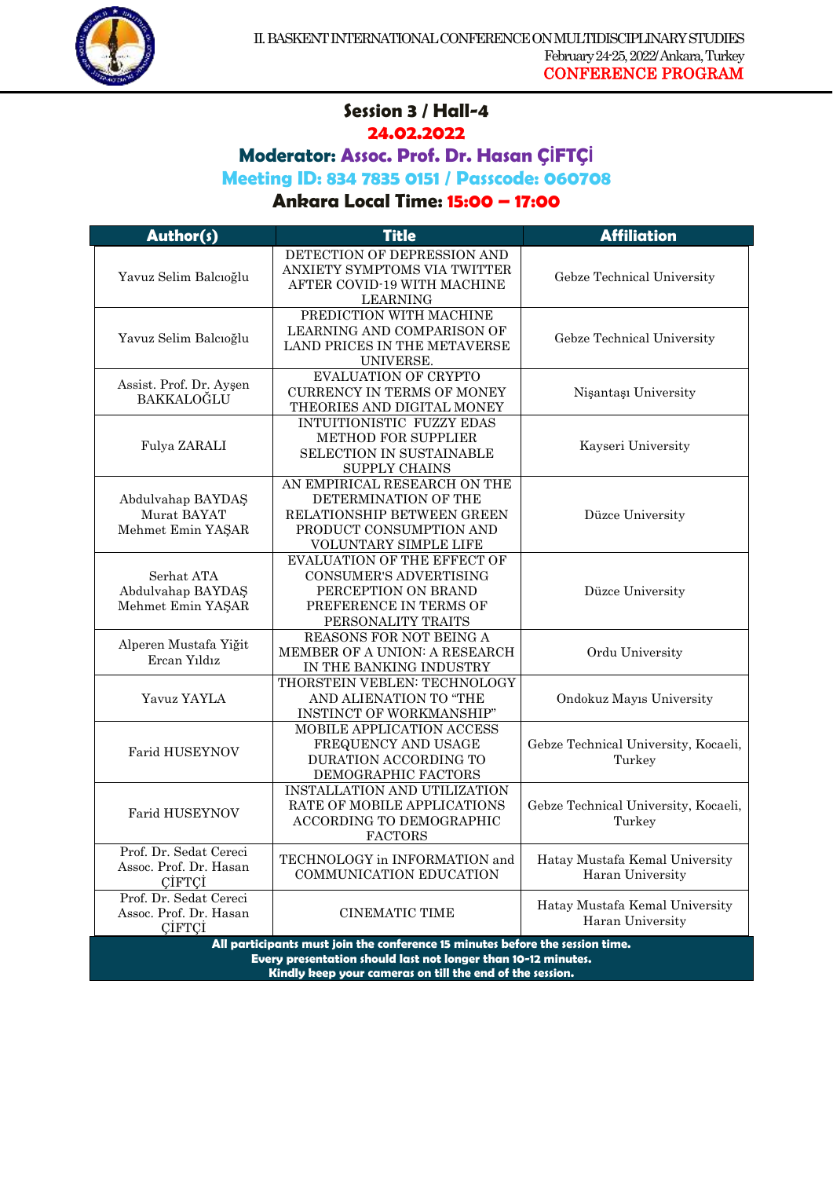## Session 3 / Hall-4

**24.02.2022**

**Moderator: Assoc. Prof. Dr. Hasan ÇİFTÇİ**

**Meeting ID: 834 7835 0151 / Passcode: 060708**

**Ankara Local Time: 15:00 – 17:00**

| Author(s) | Title | Affiliation |
|---|---|---|
| Yavuz Selim Balcıoğlu | DETECTION OF DEPRESSION AND ANXIETY SYMPTOMS VIA TWITTER AFTER COVID-19 WITH MACHINE LEARNING | Gebze Technical University |
| Yavuz Selim Balcıoğlu | PREDICTION WITH MACHINE LEARNING AND COMPARISON OF LAND PRICES IN THE METAVERSE UNIVERSE. | Gebze Technical University |
| Assist. Prof. Dr. Ayşen BAKKALOĞLU | EVALUATION OF CRYPTO CURRENCY IN TERMS OF MONEY THEORIES AND DIGITAL MONEY | Nişantaşı University |
| Fulya ZARALI | INTUITIONISTIC FUZZY EDAS METHOD FOR SUPPLIER SELECTION IN SUSTAINABLE SUPPLY CHAINS | Kayseri University |
| Abdulvahap BAYDAŞ<br>Murat BAYAT<br>Mehmet Emin YAŞAR | AN EMPIRICAL RESEARCH ON THE DETERMINATION OF THE RELATIONSHIP BETWEEN GREEN PRODUCT CONSUMPTION AND VOLUNTARY SIMPLE LIFE | Düzce University |
| Serhat ATA<br>Abdulvahap BAYDAŞ<br>Mehmet Emin YAŞAR | EVALUATION OF THE EFFECT OF CONSUMER'S ADVERTISING PERCEPTION ON BRAND PREFERENCE IN TERMS OF PERSONALITY TRAITS | Düzce University |
| Alperen Mustafa Yiğit<br>Ercan Yıldız | REASONS FOR NOT BEING A MEMBER OF A UNION: A RESEARCH IN THE BANKING INDUSTRY | Ordu University |
| Yavuz YAYLA | THORSTEIN VEBLEN: TECHNOLOGY AND ALIENATION TO "THE INSTINCT OF WORKMANSHIP" | Ondokuz Mayıs University |
| Farid HUSEYNOV | MOBILE APPLICATION ACCESS FREQUENCY AND USAGE DURATION ACCORDING TO DEMOGRAPHIC FACTORS | Gebze Technical University, Kocaeli, Turkey |
| Farid HUSEYNOV | INSTALLATION AND UTILIZATION RATE OF MOBILE APPLICATIONS ACCORDING TO DEMOGRAPHIC FACTORS | Gebze Technical University, Kocaeli, Turkey |
| Prof. Dr. Sedat Cereci<br>Assoc. Prof. Dr. Hasan ÇİFTÇİ | TECHNOLOGY in INFORMATION and COMMUNICATION EDUCATION | Hatay Mustafa Kemal University<br>Haran University |
| Prof. Dr. Sedat Cereci<br>Assoc. Prof. Dr. Hasan ÇİFTÇİ | CINEMATIC TIME | Hatay Mustafa Kemal University<br>Haran University |

**All participants must join the conference 15 minutes before the session time.**
**Every presentation should last not longer than 10-12 minutes.**
**Kindly keep your cameras on till the end of the session.**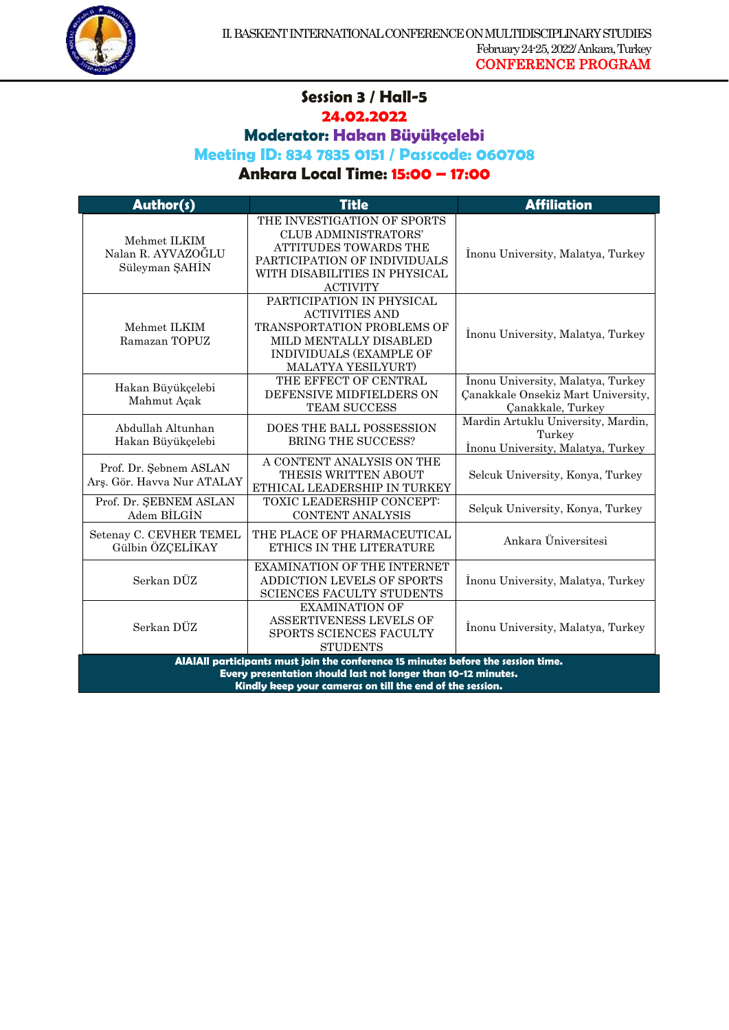# Session 3 / Hall-5

**24.02.2022**

**Moderator: Hakan Büyükçelebi**

**Meeting ID: 834 7835 0151 / Passcode: 060708**

**Ankara Local Time: 15:00 – 17:00**

| Author(s) | Title | Affiliation |
|---|---|---|
| Mehmet ILKIM<br>Nalan R. AYVAZOĞLU<br>Süleyman ŞAHİN | THE INVESTIGATION OF SPORTS CLUB ADMINISTRATORS' ATTITUDES TOWARDS THE PARTICIPATION OF INDIVIDUALS WITH DISABILITIES IN PHYSICAL ACTIVITY | İnonu University, Malatya, Turkey |
| Mehmet ILKIM<br>Ramazan TOPUZ | PARTICIPATION IN PHYSICAL ACTIVITIES AND TRANSPORTATION PROBLEMS OF MILD MENTALLY DISABLED INDIVIDUALS (EXAMPLE OF MALATYA YESILYURT) | İnonu University, Malatya, Turkey |
| Hakan Büyükçelebi<br>Mahmut Açak | THE EFFECT OF CENTRAL DEFENSIVE MIDFIELDERS ON TEAM SUCCESS | İnonu University, Malatya, Turkey<br>Çanakkale Onsekiz Mart University, Çanakkale, Turkey |
| Abdullah Altunhan<br>Hakan Büyükçelebi | DOES THE BALL POSSESSION BRING THE SUCCESS? | Mardin Artuklu University, Mardin, Turkey<br>İnonu University, Malatya, Turkey |
| Prof. Dr. Şebnem ASLAN<br>Arş. Gör. Havva Nur ATALAY | A CONTENT ANALYSIS ON THE THESIS WRITTEN ABOUT ETHICAL LEADERSHIP IN TURKEY | Selcuk University, Konya, Turkey |
| Prof. Dr. ŞEBNEM ASLAN<br>Adem BİLGİN | TOXIC LEADERSHIP CONCEPT: CONTENT ANALYSIS | Selçuk University, Konya, Turkey |
| Setenay C. CEVHER TEMEL<br>Gülbin ÖZÇELİKAY | THE PLACE OF PHARMACEUTICAL ETHICS IN THE LITERATURE | Ankara Üniversitesi |
| Serkan DÜZ | EXAMINATION OF THE INTERNET ADDICTION LEVELS OF SPORTS SCIENCES FACULTY STUDENTS | İnonu University, Malatya, Turkey |
| Serkan DÜZ | EXAMINATION OF ASSERTIVENESS LEVELS OF SPORTS SCIENCES FACULTY STUDENTS | İnonu University, Malatya, Turkey |

**AlAlAll participants must join the conference 15 minutes before the session time.**
**Every presentation should last not longer than 10-12 minutes.**
**Kindly keep your cameras on till the end of the session.**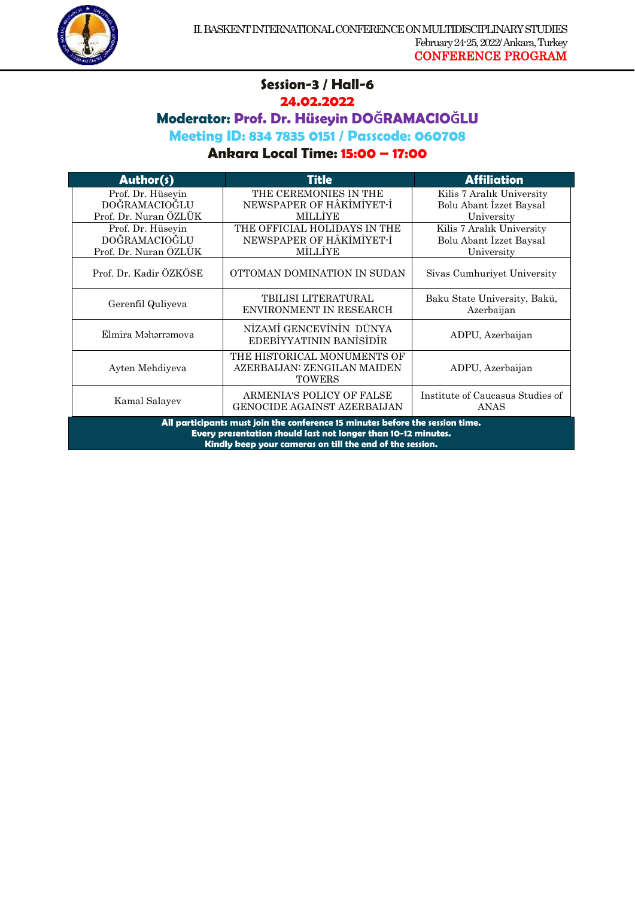## Session-3 / Hall-6

**24.02.2022**

**Moderator: Prof. Dr. Hüseyin DOĞRAMACIOĞLU**

**Meeting ID: 834 7835 0151 / Passcode: 060708**

**Ankara Local Time: 15:00 – 17:00**

| Author(s) | Title | Affiliation |
|---|---|---|
| Prof. Dr. Hüseyin DOĞRAMACIOĞLU<br>Prof. Dr. Nuran ÖZLÜK | THE CEREMONIES IN THE NEWSPAPER OF HÂKİMİYET-İ MİLLİYE | Kilis 7 Aralık University<br>Bolu Abant İzzet Baysal University |
| Prof. Dr. Hüseyin DOĞRAMACIOĞLU<br>Prof. Dr. Nuran ÖZLÜK | THE OFFICIAL HOLIDAYS IN THE NEWSPAPER OF HÂKİMİYET-İ MİLLİYE | Kilis 7 Aralık University<br>Bolu Abant İzzet Baysal University |
| Prof. Dr. Kadir ÖZKÖSE | OTTOMAN DOMINATION IN SUDAN | Sivas Cumhuriyet University |
| Gerenfil Quliyeva | TBILISI LITERATURAL ENVIRONMENT IN RESEARCH | Baku State University, Bakü, Azerbaijan |
| Elmira Məhərrəmova | NİZAMİ GENCEVİNİN DÜNYA EDEBİYYATININ BANİSİDİR | ADPU, Azerbaijan |
| Ayten Mehdiyeva | THE HISTORICAL MONUMENTS OF AZERBAIJAN: ZENGILAN MAIDEN TOWERS | ADPU, Azerbaijan |
| Kamal Salayev | ARMENIA'S POLICY OF FALSE GENOCIDE AGAINST AZERBAIJAN | Institute of Caucasus Studies of ANAS |

**All participants must join the conference 15 minutes before the session time.**
**Every presentation should last not longer than 10-12 minutes.**
**Kindly keep your cameras on till the end of the session.**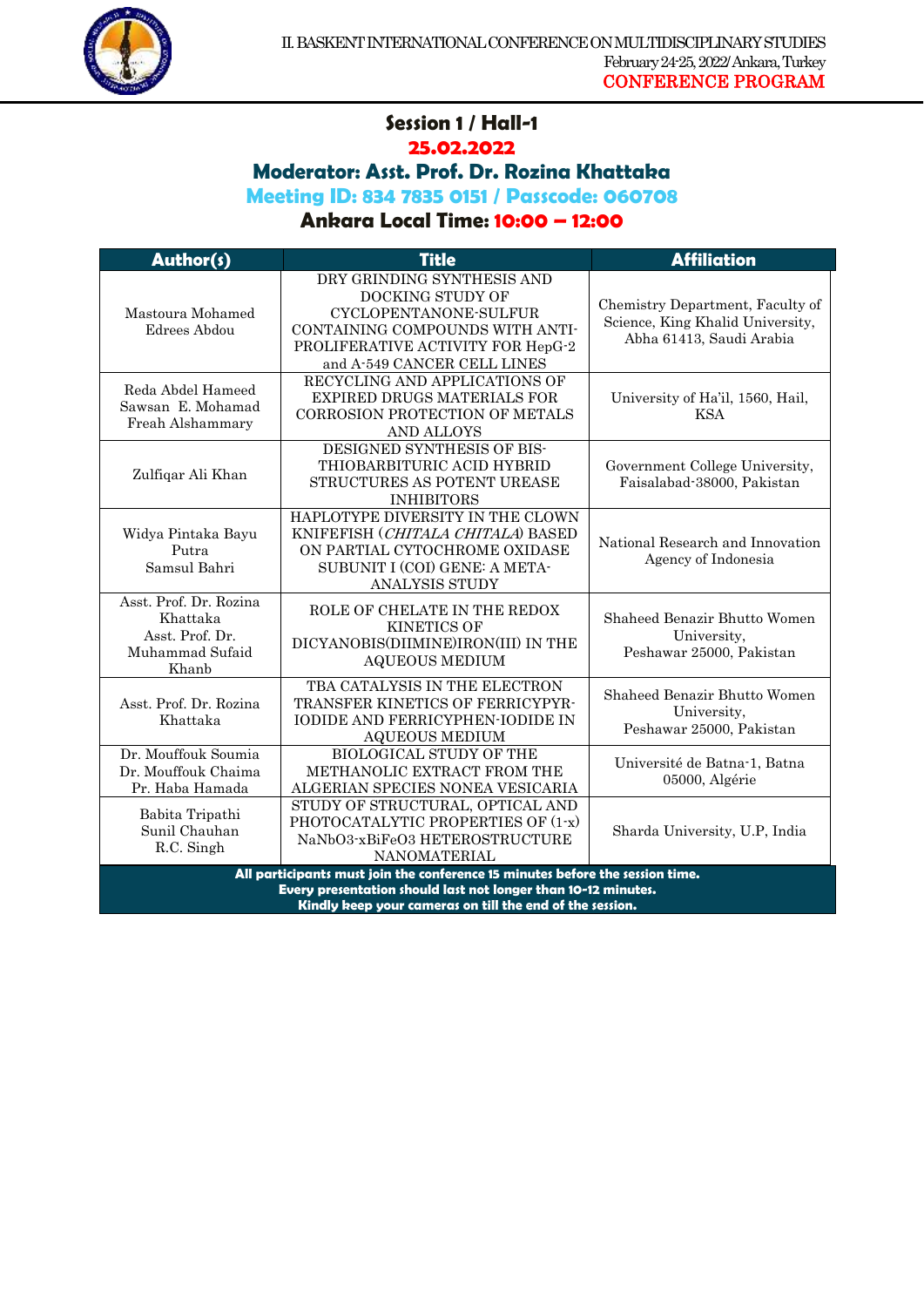## Session 1 / Hall-1

**25.02.2022**

**Moderator: Asst. Prof. Dr. Rozina Khattaka**

**Meeting ID: 834 7835 0151 / Passcode: 060708**

**Ankara Local Time: 10:00 – 12:00**

| Author(s) | Title | Affiliation |
|---|---|---|
| Mastoura Mohamed Edrees Abdou | DRY GRINDING SYNTHESIS AND DOCKING STUDY OF CYCLOPENTANONE-SULFUR CONTAINING COMPOUNDS WITH ANTI-PROLIFERATIVE ACTIVITY FOR HepG-2 and A-549 CANCER CELL LINES | Chemistry Department, Faculty of Science, King Khalid University, Abha 61413, Saudi Arabia |
| Reda Abdel Hameed<br>Sawsan E. Mohamad<br>Freah Alshammary | RECYCLING AND APPLICATIONS OF EXPIRED DRUGS MATERIALS FOR CORROSION PROTECTION OF METALS AND ALLOYS | University of Ha'il, 1560, Hail, KSA |
| Zulfiqar Ali Khan | DESIGNED SYNTHESIS OF BIS-THIOBARBITURIC ACID HYBRID STRUCTURES AS POTENT UREASE INHIBITORS | Government College University, Faisalabad-38000, Pakistan |
| Widya Pintaka Bayu Putra<br>Samsul Bahri | HAPLOTYPE DIVERSITY IN THE CLOWN KNIFEFISH (*CHITALA CHITALA*) BASED ON PARTIAL CYTOCHROME OXIDASE SUBUNIT I (COI) GENE: A META-ANALYSIS STUDY | National Research and Innovation Agency of Indonesia |
| Asst. Prof. Dr. Rozina Khattaka<br>Asst. Prof. Dr. Muhammad Sufaid Khanb | ROLE OF CHELATE IN THE REDOX KINETICS OF DICYANOBIS(DIIMINE)IRON(III) IN THE AQUEOUS MEDIUM | Shaheed Benazir Bhutto Women University,<br>Peshawar 25000, Pakistan |
| Asst. Prof. Dr. Rozina Khattaka | TBA CATALYSIS IN THE ELECTRON TRANSFER KINETICS OF FERRICYPYR-IODIDE AND FERRICYPHEN-IODIDE IN AQUEOUS MEDIUM | Shaheed Benazir Bhutto Women University,<br>Peshawar 25000, Pakistan |
| Dr. Mouffouk Soumia<br>Dr. Mouffouk Chaima<br>Pr. Haba Hamada | BIOLOGICAL STUDY OF THE METHANOLIC EXTRACT FROM THE ALGERIAN SPECIES NONEA VESICARIA | Université de Batna-1, Batna 05000, Algérie |
| Babita Tripathi<br>Sunil Chauhan<br>R.C. Singh | STUDY OF STRUCTURAL, OPTICAL AND PHOTOCATALYTIC PROPERTIES OF (1-x) NaNbO3-xBiFeO3 HETEROSTRUCTURE NANOMATERIAL | Sharda University, U.P, India |

**All participants must join the conference 15 minutes before the session time.**
**Every presentation should last not longer than 10-12 minutes.**
**Kindly keep your cameras on till the end of the session.**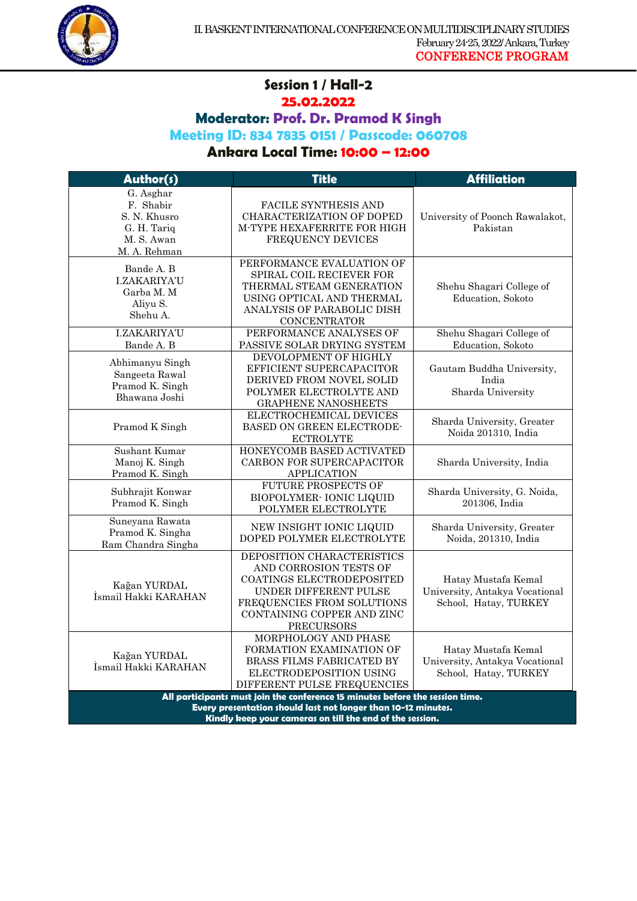# Session 1 / Hall-2

## 25.02.2022

## Moderator: Prof. Dr. Pramod K Singh

## Meeting ID: 834 7835 0151 / Passcode: 060708

## Ankara Local Time: 10:00 – 12:00

| Author(s) | Title | Affiliation |
|---|---|---|
| G. Asghar<br>F. Shabir<br>S. N. Khusro<br>G. H. Tariq<br>M. S. Awan<br>M. A. Rehman | FACILE SYNTHESIS AND CHARACTERIZATION OF DOPED M-TYPE HEXAFERRITE FOR HIGH FREQUENCY DEVICES | University of Poonch Rawalakot, Pakistan |
| Bande A. B<br>I.ZAKARIYA'U<br>Garba M. M<br>Aliyu S.<br>Shehu A. | PERFORMANCE EVALUATION OF SPIRAL COIL RECIEVER FOR THERMAL STEAM GENERATION USING OPTICAL AND THERMAL ANALYSIS OF PARABOLIC DISH CONCENTRATOR | Shehu Shagari College of Education, Sokoto |
| I.ZAKARIYA'U<br>Bande A. B | PERFORMANCE ANALYSES OF PASSIVE SOLAR DRYING SYSTEM | Shehu Shagari College of Education, Sokoto |
| Abhimanyu Singh<br>Sangeeta Rawal<br>Pramod K. Singh<br>Bhawana Joshi | DEVOLOPMENT OF HIGHLY EFFICIENT SUPERCAPACITOR DERIVED FROM NOVEL SOLID POLYMER ELECTROLYTE AND GRAPHENE NANOSHEETS | Gautam Buddha University, India<br>Sharda University |
| Pramod K Singh | ELECTROCHEMICAL DEVICES BASED ON GREEN ELECTRODE-ECTROLYTE | Sharda University, Greater Noida 201310, India |
| Sushant Kumar<br>Manoj K. Singh<br>Pramod K. Singh | HONEYCOMB BASED ACTIVATED CARBON FOR SUPERCAPACITOR APPLICATION | Sharda University, India |
| Subhrajit Konwar<br>Pramod K. Singh | FUTURE PROSPECTS OF BIOPOLYMER- IONIC LIQUID POLYMER ELECTROLYTE | Sharda University, G. Noida, 201306, India |
| Suneyana Rawata<br>Pramod K. Singha<br>Ram Chandra Singha | NEW INSIGHT IONIC LIQUID DOPED POLYMER ELECTROLYTE | Sharda University, Greater Noida, 201310, India |
| Kağan YURDAL<br>İsmail Hakki KARAHAN | DEPOSITION CHARACTERISTICS AND CORROSION TESTS OF COATINGS ELECTRODEPOSITED UNDER DIFFERENT PULSE FREQUENCIES FROM SOLUTIONS CONTAINING COPPER AND ZINC PRECURSORS | Hatay Mustafa Kemal University, Antakya Vocational School, Hatay, TURKEY |
| Kağan YURDAL<br>İsmail Hakki KARAHAN | MORPHOLOGY AND PHASE FORMATION EXAMINATION OF BRASS FILMS FABRICATED BY ELECTRODEPOSITION USING DIFFERENT PULSE FREQUENCIES | Hatay Mustafa Kemal University, Antakya Vocational School, Hatay, TURKEY |

**All participants must join the conference 15 minutes before the session time.**
**Every presentation should last not longer than 10-12 minutes.**
**Kindly keep your cameras on till the end of the session.**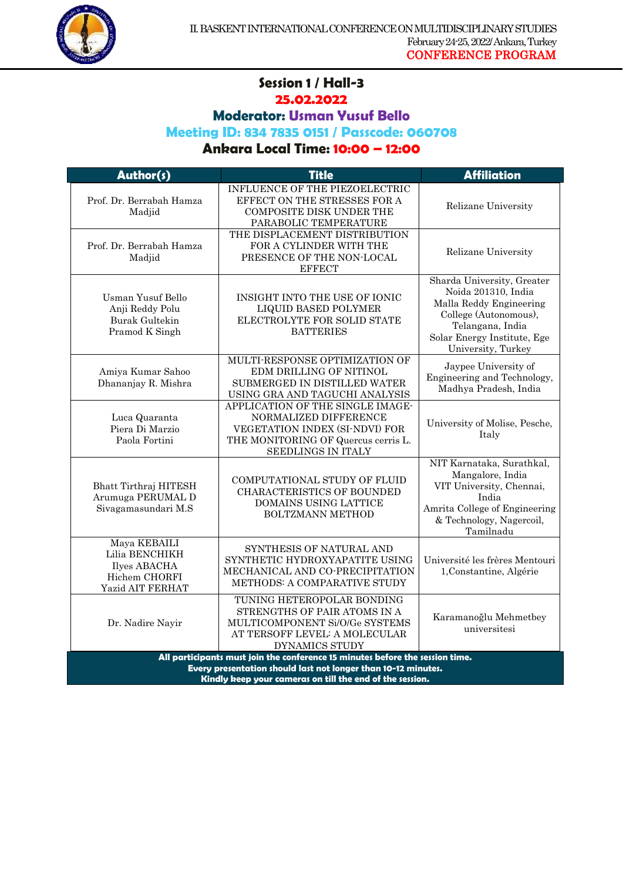## Session 1 / Hall-3

**25.02.2022**

**Moderator: Usman Yusuf Bello**

**Meeting ID: 834 7835 0151 / Passcode: 060708**

**Ankara Local Time: 10:00 – 12:00**

| Author(s) | Title | Affiliation |
|---|---|---|
| Prof. Dr. Berrabah Hamza Madjid | INFLUENCE OF THE PIEZOELECTRIC EFFECT ON THE STRESSES FOR A COMPOSITE DISK UNDER THE PARABOLIC TEMPERATURE | Relizane University |
| Prof. Dr. Berrabah Hamza Madjid | THE DISPLACEMENT DISTRIBUTION FOR A CYLINDER WITH THE PRESENCE OF THE NON-LOCAL EFFECT | Relizane University |
| Usman Yusuf Bello<br>Anji Reddy Polu<br>Burak Gultekin<br>Pramod K Singh | INSIGHT INTO THE USE OF IONIC LIQUID BASED POLYMER ELECTROLYTE FOR SOLID STATE BATTERIES | Sharda University, Greater Noida 201310, India<br>Malla Reddy Engineering College (Autonomous), Telangana, India<br>Solar Energy Institute, Ege University, Turkey |
| Amiya Kumar Sahoo<br>Dhananjay R. Mishra | MULTI-RESPONSE OPTIMIZATION OF EDM DRILLING OF NITINOL SUBMERGED IN DISTILLED WATER USING GRA AND TAGUCHI ANALYSIS | Jaypee University of Engineering and Technology, Madhya Pradesh, India |
| Luca Quaranta<br>Piera Di Marzio<br>Paola Fortini | APPLICATION OF THE SINGLE IMAGE-NORMALIZED DIFFERENCE VEGETATION INDEX (SI-NDVI) FOR THE MONITORING OF Quercus cerris L. SEEDLINGS IN ITALY | University of Molise, Pesche, Italy |
| Bhatt Tirthraj HITESH<br>Arumuga PERUMAL D<br>Sivagamasundari M.S | COMPUTATIONAL STUDY OF FLUID CHARACTERISTICS OF BOUNDED DOMAINS USING LATTICE BOLTZMANN METHOD | NIT Karnataka, Surathkal, Mangalore, India<br>VIT University, Chennai, India<br>Amrita College of Engineering & Technology, Nagercoil, Tamilnadu |
| Maya KEBAILI<br>Lilia BENCHIKH<br>Ilyes ABACHA<br>Hichem CHORFI<br>Yazid AIT FERHAT | SYNTHESIS OF NATURAL AND SYNTHETIC HYDROXYAPATITE USING MECHANICAL AND CO-PRECIPITATION METHODS: A COMPARATIVE STUDY | Université les frères Mentouri 1,Constantine, Algérie |
| Dr. Nadire Nayir | TUNING HETEROPOLAR BONDING STRENGTHS OF PAIR ATOMS IN A MULTICOMPONENT Si/O/Ge SYSTEMS AT TERSOFF LEVEL: A MOLECULAR DYNAMICS STUDY | Karamanoğlu Mehmetbey universitesi |

**All participants must join the conference 15 minutes before the session time.**
**Every presentation should last not longer than 10-12 minutes.**
**Kindly keep your cameras on till the end of the session.**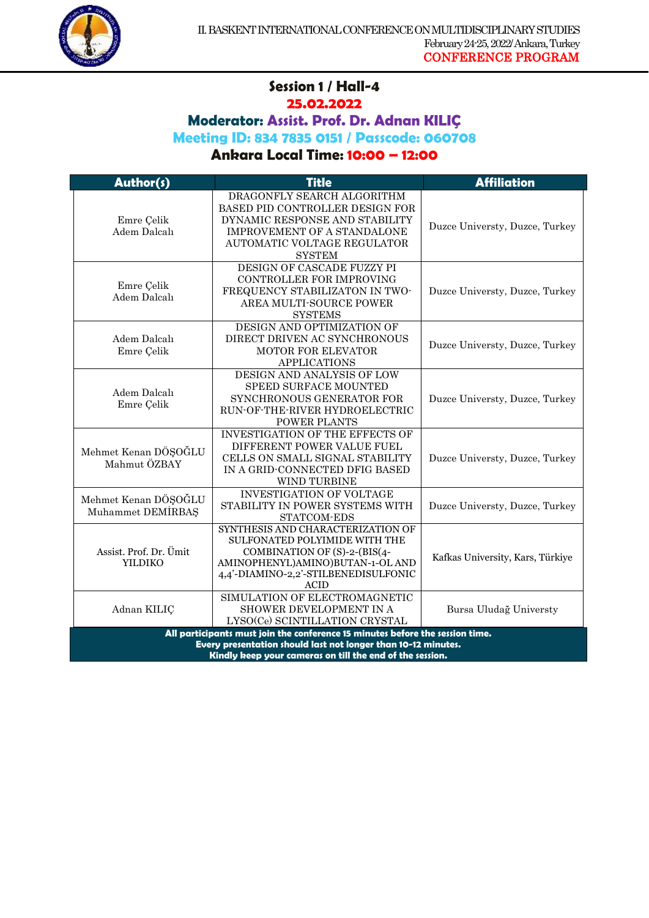## Session 1 / Hall-4

**25.02.2022**

**Moderator: Assist. Prof. Dr. Adnan KILIÇ**

**Meeting ID: 834 7835 0151 / Passcode: 060708**

**Ankara Local Time: 10:00 – 12:00**

| Author(s) | Title | Affiliation |
|---|---|---|
| Emre Çelik<br>Adem Dalcalı | DRAGONFLY SEARCH ALGORITHM BASED PID CONTROLLER DESIGN FOR DYNAMIC RESPONSE AND STABILITY IMPROVEMENT OF A STANDALONE AUTOMATIC VOLTAGE REGULATOR SYSTEM | Duzce Universty, Duzce, Turkey |
| Emre Çelik<br>Adem Dalcalı | DESIGN OF CASCADE FUZZY PI CONTROLLER FOR IMPROVING FREQUENCY STABILIZATON IN TWO-AREA MULTI-SOURCE POWER SYSTEMS | Duzce Universty, Duzce, Turkey |
| Adem Dalcalı<br>Emre Çelik | DESIGN AND OPTIMIZATION OF DIRECT DRIVEN AC SYNCHRONOUS MOTOR FOR ELEVATOR APPLICATIONS | Duzce Universty, Duzce, Turkey |
| Adem Dalcalı<br>Emre Çelik | DESIGN AND ANALYSIS OF LOW SPEED SURFACE MOUNTED SYNCHRONOUS GENERATOR FOR RUN-OF-THE-RIVER HYDROELECTRIC POWER PLANTS | Duzce Universty, Duzce, Turkey |
| Mehmet Kenan DÖŞOĞLU<br>Mahmut ÖZBAY | INVESTIGATION OF THE EFFECTS OF DIFFERENT POWER VALUE FUEL CELLS ON SMALL SIGNAL STABILITY IN A GRID-CONNECTED DFIG BASED WIND TURBINE | Duzce Universty, Duzce, Turkey |
| Mehmet Kenan DÖŞOĞLU<br>Muhammet DEMİRBAŞ | INVESTIGATION OF VOLTAGE STABILITY IN POWER SYSTEMS WITH STATCOM-EDS | Duzce Universty, Duzce, Turkey |
| Assist. Prof. Dr. Ümit YILDIKO | SYNTHESIS AND CHARACTERIZATION OF SULFONATED POLYIMIDE WITH THE COMBINATION OF (S)-2-(BIS(4-AMINOPHENYL)AMINO)BUTAN-1-OL AND 4,4'-DIAMINO-2,2'-STILBENEDISULFONIC ACID | Kafkas University, Kars, Türkiye |
| Adnan KILIÇ | SIMULATION OF ELECTROMAGNETIC SHOWER DEVELOPMENT IN A LYSO(Ce) SCINTILLATION CRYSTAL | Bursa Uludağ Universty |

**All participants must join the conference 15 minutes before the session time.**
**Every presentation should last not longer than 10-12 minutes.**
**Kindly keep your cameras on till the end of the session.**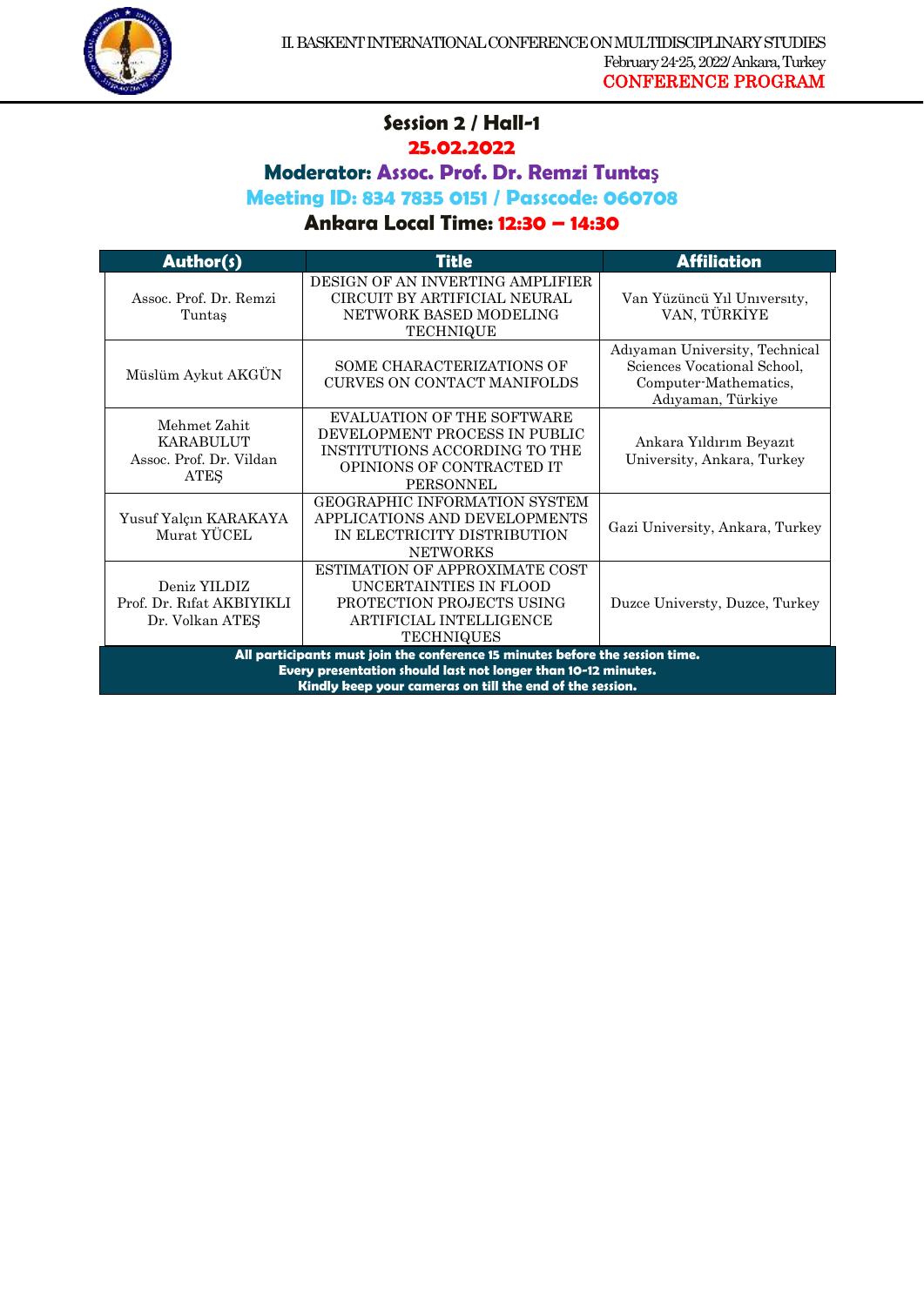## Session 2 / Hall-1

**25.02.2022**

**Moderator: Assoc. Prof. Dr. Remzi Tuntaş**

**Meeting ID: 834 7835 0151 / Passcode: 060708**

**Ankara Local Time: 12:30 – 14:30**

| Author(s) | Title | Affiliation |
|---|---|---|
| Assoc. Prof. Dr. Remzi Tuntaş | DESIGN OF AN INVERTING AMPLIFIER CIRCUIT BY ARTIFICIAL NEURAL NETWORK BASED MODELING TECHNIQUE | Van Yüzüncü Yıl Unıversıty, VAN, TÜRKİYE |
| Müslüm Aykut AKGÜN | SOME CHARACTERIZATIONS OF CURVES ON CONTACT MANIFOLDS | Adıyaman University, Technical Sciences Vocational School, Computer-Mathematics, Adıyaman, Türkiye |
| Mehmet Zahit KARABULUT<br>Assoc. Prof. Dr. Vildan ATEŞ | EVALUATION OF THE SOFTWARE DEVELOPMENT PROCESS IN PUBLIC INSTITUTIONS ACCORDING TO THE OPINIONS OF CONTRACTED IT PERSONNEL | Ankara Yıldırım Beyazıt University, Ankara, Turkey |
| Yusuf Yalçın KARAKAYA<br>Murat YÜCEL | GEOGRAPHIC INFORMATION SYSTEM APPLICATIONS AND DEVELOPMENTS IN ELECTRICITY DISTRIBUTION NETWORKS | Gazi University, Ankara, Turkey |
| Deniz YILDIZ<br>Prof. Dr. Rıfat AKBIYIKLI<br>Dr. Volkan ATEŞ | ESTIMATION OF APPROXIMATE COST UNCERTAINTIES IN FLOOD PROTECTION PROJECTS USING ARTIFICIAL INTELLIGENCE TECHNIQUES | Duzce Universty, Duzce, Turkey |

**All participants must join the conference 15 minutes before the session time.**
**Every presentation should last not longer than 10-12 minutes.**
**Kindly keep your cameras on till the end of the session.**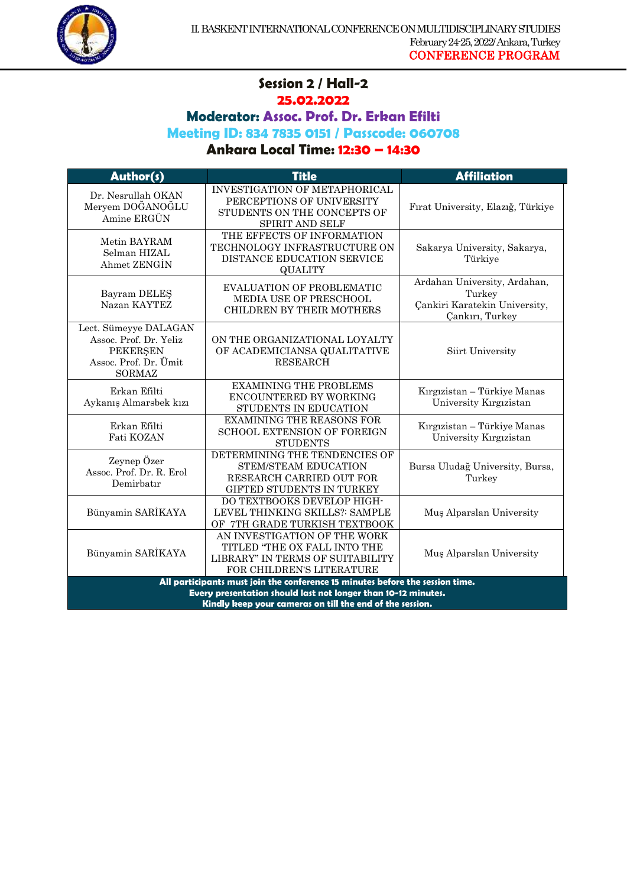## Session 2 / Hall-2

**25.02.2022**

**Moderator: Assoc. Prof. Dr. Erkan Efilti**

**Meeting ID: 834 7835 0151 / Passcode: 060708**

**Ankara Local Time: 12:30 – 14:30**

| Author(s) | Title | Affiliation |
|---|---|---|
| Dr. Nesrullah OKAN<br>Meryem DOĞANOĞLU<br>Amine ERGÜN | INVESTIGATION OF METAPHORICAL PERCEPTIONS OF UNIVERSITY STUDENTS ON THE CONCEPTS OF SPIRIT AND SELF | Fırat University, Elazığ, Türkiye |
| Metin BAYRAM<br>Selman HIZAL<br>Ahmet ZENGİN | THE EFFECTS OF INFORMATION TECHNOLOGY INFRASTRUCTURE ON DISTANCE EDUCATION SERVICE QUALITY | Sakarya University, Sakarya, Türkiye |
| Bayram DELEŞ<br>Nazan KAYTEZ | EVALUATION OF PROBLEMATIC MEDIA USE OF PRESCHOOL CHILDREN BY THEIR MOTHERS | Ardahan University, Ardahan, Turkey<br>Çankiri Karatekin University, Çankırı, Turkey |
| Lect. Sümeyye DALAGAN<br>Assoc. Prof. Dr. Yeliz PEKERŞEN<br>Assoc. Prof. Dr. Ümit SORMAZ | ON THE ORGANIZATIONAL LOYALTY OF ACADEMICIANSA QUALITATIVE RESEARCH | Siirt University |
| Erkan Efilti<br>Aykanış Almarsbek kızı | EXAMINING THE PROBLEMS ENCOUNTERED BY WORKING STUDENTS IN EDUCATION | Kırgızistan – Türkiye Manas University Kırgızistan |
| Erkan Efilti<br>Fati KOZAN | EXAMINING THE REASONS FOR SCHOOL EXTENSION OF FOREIGN STUDENTS | Kırgızistan – Türkiye Manas University Kırgızistan |
| Zeynep Özer<br>Assoc. Prof. Dr. R. Erol Demirbatır | DETERMINING THE TENDENCIES OF STEM/STEAM EDUCATION RESEARCH CARRIED OUT FOR GIFTED STUDENTS IN TURKEY | Bursa Uludağ University, Bursa, Turkey |
| Bünyamin SARİKAYA | DO TEXTBOOKS DEVELOP HIGH-LEVEL THINKING SKILLS?: SAMPLE OF 7TH GRADE TURKISH TEXTBOOK | Muş Alparslan University |
| Bünyamin SARİKAYA | AN INVESTIGATION OF THE WORK TITLED “THE OX FALL INTO THE LIBRARY” IN TERMS OF SUITABILITY FOR CHILDREN'S LITERATURE | Muş Alparslan University |

**All participants must join the conference 15 minutes before the session time.**
**Every presentation should last not longer than 10-12 minutes.**
**Kindly keep your cameras on till the end of the session.**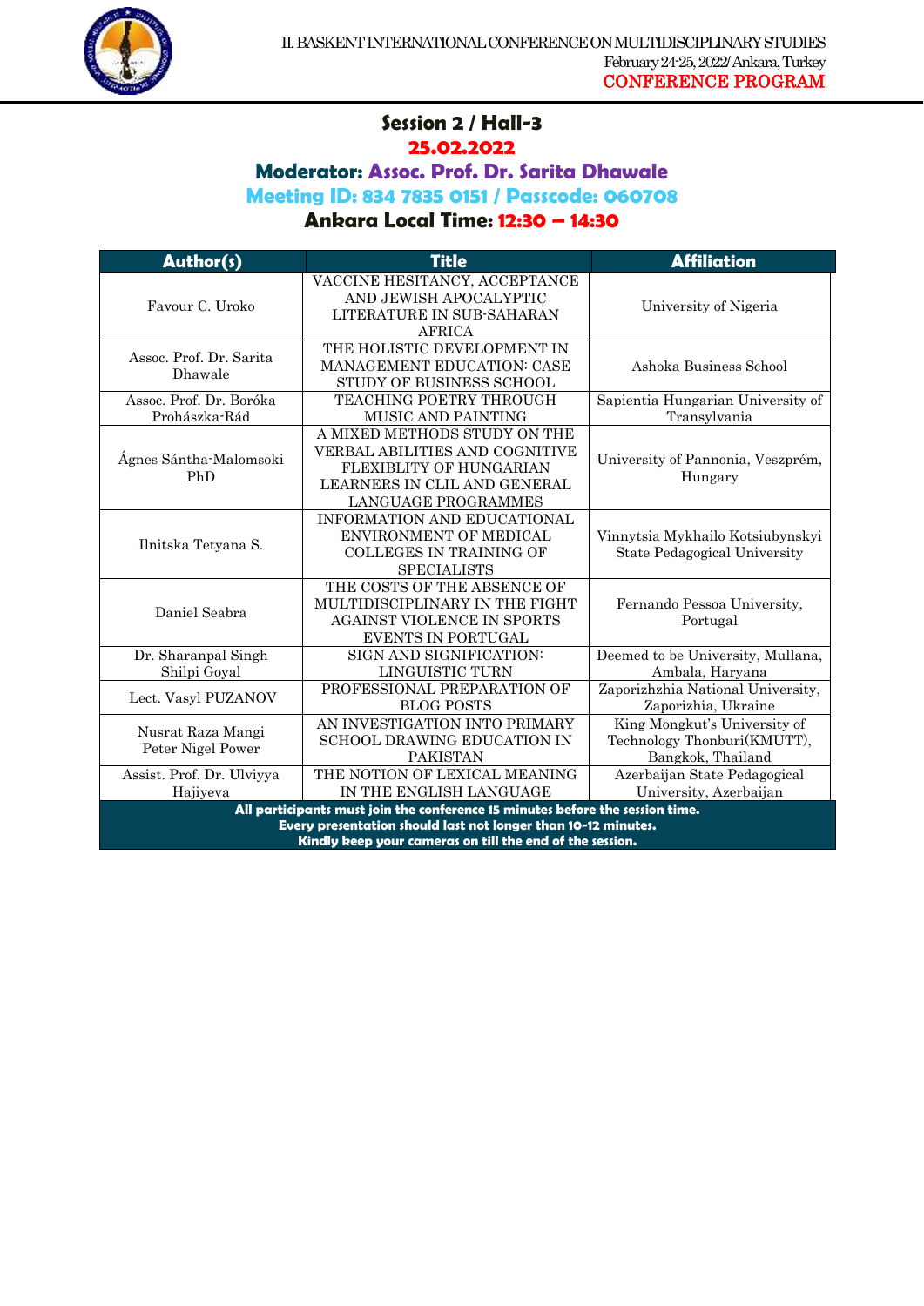## Session 2 / Hall-3

**25.02.2022**

**Moderator: Assoc. Prof. Dr. Sarita Dhawale**

**Meeting ID: 834 7835 0151 / Passcode: 060708**

**Ankara Local Time: 12:30 – 14:30**

| Author(s) | Title | Affiliation |
|---|---|---|
| Favour C. Uroko | VACCINE HESITANCY, ACCEPTANCE AND JEWISH APOCALYPTIC LITERATURE IN SUB-SAHARAN AFRICA | University of Nigeria |
| Assoc. Prof. Dr. Sarita Dhawale | THE HOLISTIC DEVELOPMENT IN MANAGEMENT EDUCATION: CASE STUDY OF BUSINESS SCHOOL | Ashoka Business School |
| Assoc. Prof. Dr. Boróka Prohászka-Rád | TEACHING POETRY THROUGH MUSIC AND PAINTING | Sapientia Hungarian University of Transylvania |
| Ágnes Sántha-Malomsoki PhD | A MIXED METHODS STUDY ON THE VERBAL ABILITIES AND COGNITIVE FLEXIBLITY OF HUNGARIAN LEARNERS IN CLIL AND GENERAL LANGUAGE PROGRAMMES | University of Pannonia, Veszprém, Hungary |
| Ilnitska Tetyana S. | INFORMATION AND EDUCATIONAL ENVIRONMENT OF MEDICAL COLLEGES IN TRAINING OF SPECIALISTS | Vinnytsia Mykhailo Kotsiubynskyi State Pedagogical University |
| Daniel Seabra | THE COSTS OF THE ABSENCE OF MULTIDISCIPLINARY IN THE FIGHT AGAINST VIOLENCE IN SPORTS EVENTS IN PORTUGAL | Fernando Pessoa University, Portugal |
| Dr. Sharanpal Singh Shilpi Goyal | SIGN AND SIGNIFICATION: LINGUISTIC TURN | Deemed to be University, Mullana, Ambala, Haryana |
| Lect. Vasyl PUZANOV | PROFESSIONAL PREPARATION OF BLOG POSTS | Zaporizhzhia National University, Zaporizhia, Ukraine |
| Nusrat Raza Mangi Peter Nigel Power | AN INVESTIGATION INTO PRIMARY SCHOOL DRAWING EDUCATION IN PAKISTAN | King Mongkut's University of Technology Thonburi(KMUTT), Bangkok, Thailand |
| Assist. Prof. Dr. Ulviyya Hajiyeva | THE NOTION OF LEXICAL MEANING IN THE ENGLISH LANGUAGE | Azerbaijan State Pedagogical University, Azerbaijan |

**All participants must join the conference 15 minutes before the session time.**
**Every presentation should last not longer than 10-12 minutes.**
**Kindly keep your cameras on till the end of the session.**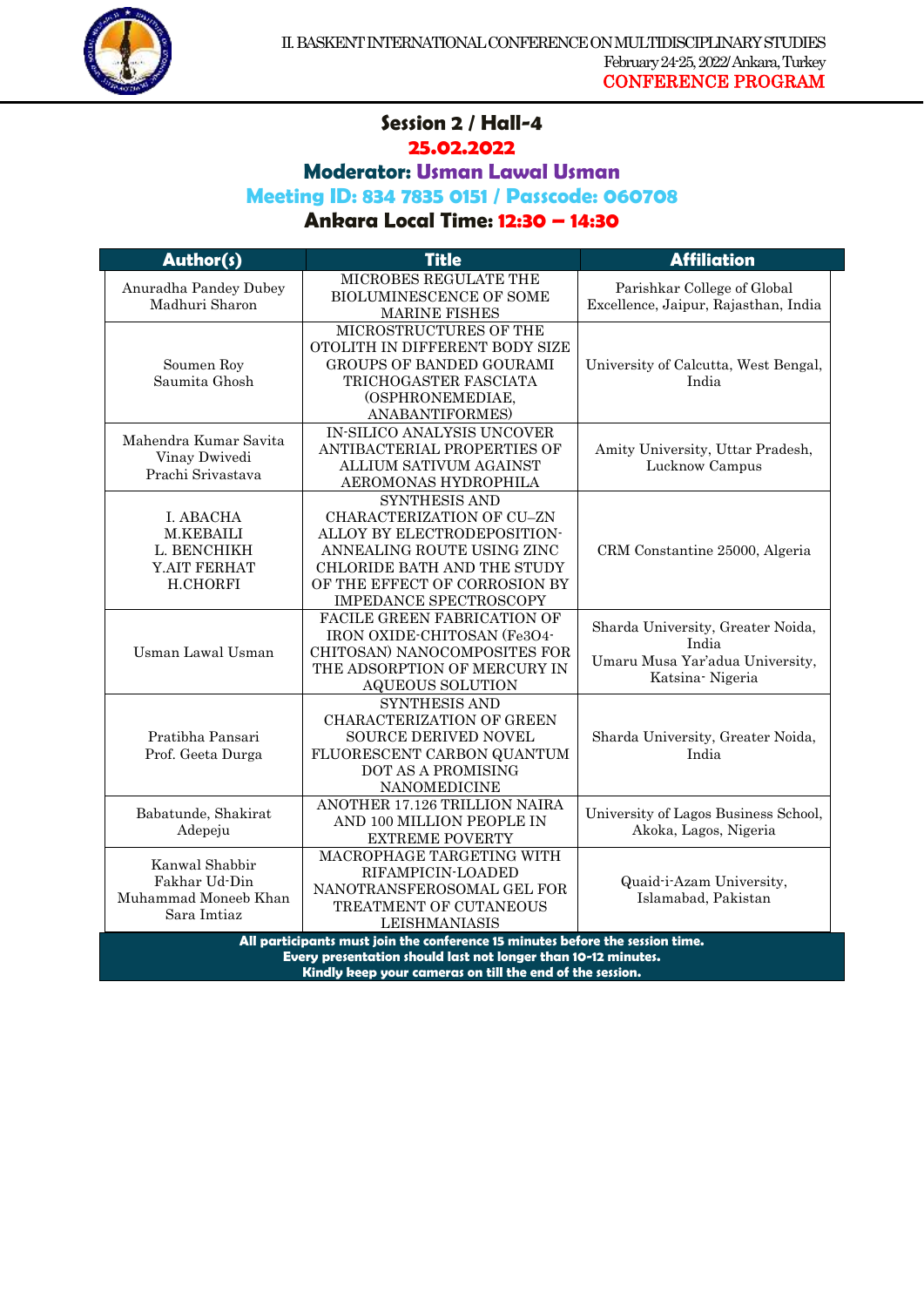## Session 2 / Hall-4

**25.02.2022**

**Moderator: Usman Lawal Usman**

**Meeting ID: 834 7835 0151 / Passcode: 060708**

**Ankara Local Time: 12:30 – 14:30**

| Author(s) | Title | Affiliation |
|---|---|---|
| Anuradha Pandey Dubey<br>Madhuri Sharon | MICROBES REGULATE THE BIOLUMINESCENCE OF SOME MARINE FISHES | Parishkar College of Global Excellence, Jaipur, Rajasthan, India |
| Soumen Roy<br>Saumita Ghosh | MICROSTRUCTURES OF THE OTOLITH IN DIFFERENT BODY SIZE GROUPS OF BANDED GOURAMI TRICHOGASTER FASCIATA (OSPHRONEMEDIAE, ANABANTIFORMES) | University of Calcutta, West Bengal, India |
| Mahendra Kumar Savita<br>Vinay Dwivedi<br>Prachi Srivastava | IN-SILICO ANALYSIS UNCOVER ANTIBACTERIAL PROPERTIES OF ALLIUM SATIVUM AGAINST AEROMONAS HYDROPHILA | Amity University, Uttar Pradesh, Lucknow Campus |
| I. ABACHA<br>M.KEBAILI<br>L. BENCHIKH<br>Y.AIT FERHAT<br>H.CHORFI | SYNTHESIS AND CHARACTERIZATION OF CU–ZN ALLOY BY ELECTRODEPOSITION-ANNEALING ROUTE USING ZINC CHLORIDE BATH AND THE STUDY OF THE EFFECT OF CORROSION BY IMPEDANCE SPECTROSCOPY | CRM Constantine 25000, Algeria |
| Usman Lawal Usman | FACILE GREEN FABRICATION OF IRON OXIDE-CHITOSAN ($Fe_3O_4$-CHITOSAN) NANOCOMPOSITES FOR THE ADSORPTION OF MERCURY IN AQUEOUS SOLUTION | Sharda University, Greater Noida, India<br>Umaru Musa Yar'adua University, Katsina- Nigeria |
| Pratibha Pansari<br>Prof. Geeta Durga | SYNTHESIS AND CHARACTERIZATION OF GREEN SOURCE DERIVED NOVEL FLUORESCENT CARBON QUANTUM DOT AS A PROMISING NANOMEDICINE | Sharda University, Greater Noida, India |
| Babatunde, Shakirat Adepeju | ANOTHER 17.126 TRILLION NAIRA AND 100 MILLION PEOPLE IN EXTREME POVERTY | University of Lagos Business School, Akoka, Lagos, Nigeria |
| Kanwal Shabbir<br>Fakhar Ud-Din<br>Muhammad Moneeb Khan<br>Sara Imtiaz | MACROPHAGE TARGETING WITH RIFAMPICIN-LOADED NANOTRANSFEROSOMAL GEL FOR TREATMENT OF CUTANEOUS LEISHMANIASIS | Quaid-i-Azam University, Islamabad, Pakistan |

**All participants must join the conference 15 minutes before the session time.**
**Every presentation should last not longer than 10-12 minutes.**
**Kindly keep your cameras on till the end of the session.**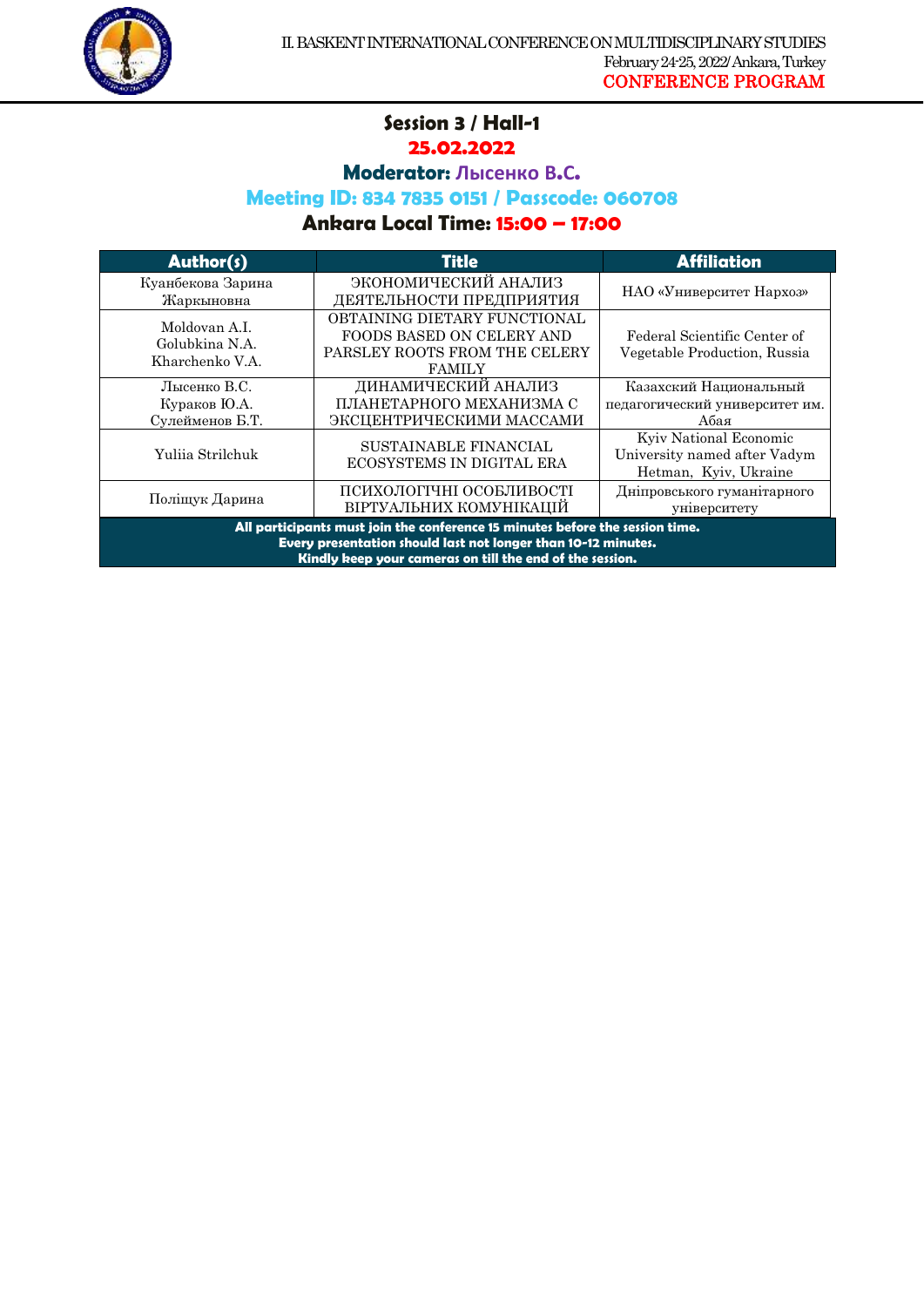## Session 3 / Hall-1

**25.02.2022**

**Moderator: Лысенко В.С.**

**Meeting ID: 834 7835 0151 / Passcode: 060708**

**Ankara Local Time: 15:00 – 17:00**

| Author(s) | Title | Affiliation |
|---|---|---|
| Куанбекова Зарина Жаркыновна | ЭКОНОМИЧЕСКИЙ АНАЛИЗ ДЕЯТЕЛЬНОСТИ ПРЕДПРИЯТИЯ | НАО «Университет Нархоз» |
| Moldovan A.I. Golubkina N.A. Kharchenko V.A. | OBTAINING DIETARY FUNCTIONAL FOODS BASED ON CELERY AND PARSLEY ROOTS FROM THE CELERY FAMILY | Federal Scientific Center of Vegetable Production, Russia |
| Лысенко В.С. Кураков Ю.А. Сулейменов Б.Т. | ДИНАМИЧЕСКИЙ АНАЛИЗ ПЛАНЕТАРНОГО МЕХАНИЗМА С ЭКСЦЕНТРИЧЕСКИМИ МАССАМИ | Казахский Национальный педагогический университет им. Абая |
| Yuliia Strilchuk | SUSTAINABLE FINANCIAL ECOSYSTEMS IN DIGITAL ERA | Kyiv National Economic University named after Vadym Hetman, Kyiv, Ukraine |
| Поліщук Дарина | ПСИХОЛОГІЧНІ ОСОБЛИВОСТІ ВІРТУАЛЬНИХ КОМУНІКАЦІЙ | Дніпровського гуманітарного університету |

**All participants must join the conference 15 minutes before the session time.**
**Every presentation should last not longer than 10-12 minutes.**
**Kindly keep your cameras on till the end of the session.**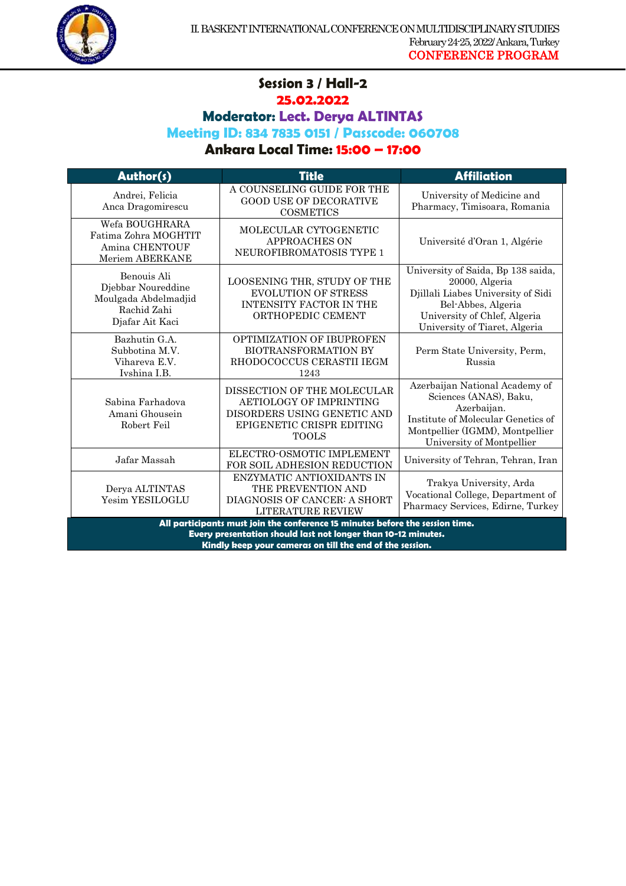## Session 3 / Hall-2

**25.02.2022**

**Moderator: Lect. Derya ALTINTAS**

**Meeting ID: 834 7835 0151 / Passcode: 060708**

**Ankara Local Time: 15:00 – 17:00**

| Author(s) | Title | Affiliation |
|---|---|---|
| Andrei, Felicia<br>Anca Dragomirescu | A COUNSELING GUIDE FOR THE GOOD USE OF DECORATIVE COSMETICS | University of Medicine and Pharmacy, Timisoara, Romania |
| Wefa BOUGHRARA<br>Fatima Zohra MOGHTIT<br>Amina CHENTOUF<br>Meriem ABERKANE | MOLECULAR CYTOGENETIC APPROACHES ON NEUROFIBROMATOSIS TYPE 1 | Université d'Oran 1, Algérie |
| Benouis Ali<br>Djebbar Noureddine<br>Moulgada Abdelmadjid<br>Rachid Zahi<br>Djafar Ait Kaci | LOOSENING THR, STUDY OF THE EVOLUTION OF STRESS INTENSITY FACTOR IN THE ORTHOPEDIC CEMENT | University of Saida, Bp 138 saida, 20000, Algeria<br>Djillali Liabes University of Sidi Bel-Abbes, Algeria<br>University of Chlef, Algeria<br>University of Tiaret, Algeria |
| Bazhutin G.A.<br>Subbotina M.V.<br>Vihareva E.V.<br>Ivshina I.B. | OPTIMIZATION OF IBUPROFEN BIOTRANSFORMATION BY RHODOCOCCUS CERASTII IEGM 1243 | Perm State University, Perm, Russia |
| Sabina Farhadova<br>Amani Ghousein<br>Robert Feil | DISSECTION OF THE MOLECULAR AETIOLOGY OF IMPRINTING DISORDERS USING GENETIC AND EPIGENETIC CRISPR EDITING TOOLS | Azerbaijan National Academy of Sciences (ANAS), Baku, Azerbaijan.<br>Institute of Molecular Genetics of Montpellier (IGMM), Montpellier University of Montpellier |
| Jafar Massah | ELECTRO-OSMOTIC IMPLEMENT FOR SOIL ADHESION REDUCTION | University of Tehran, Tehran, Iran |
| Derya ALTINTAS<br>Yesim YESILOGLU | ENZYMATIC ANTIOXIDANTS IN THE PREVENTION AND DIAGNOSIS OF CANCER: A SHORT LITERATURE REVIEW | Trakya University, Arda Vocational College, Department of Pharmacy Services, Edirne, Turkey |

**All participants must join the conference 15 minutes before the session time.**
**Every presentation should last not longer than 10-12 minutes.**
**Kindly keep your cameras on till the end of the session.**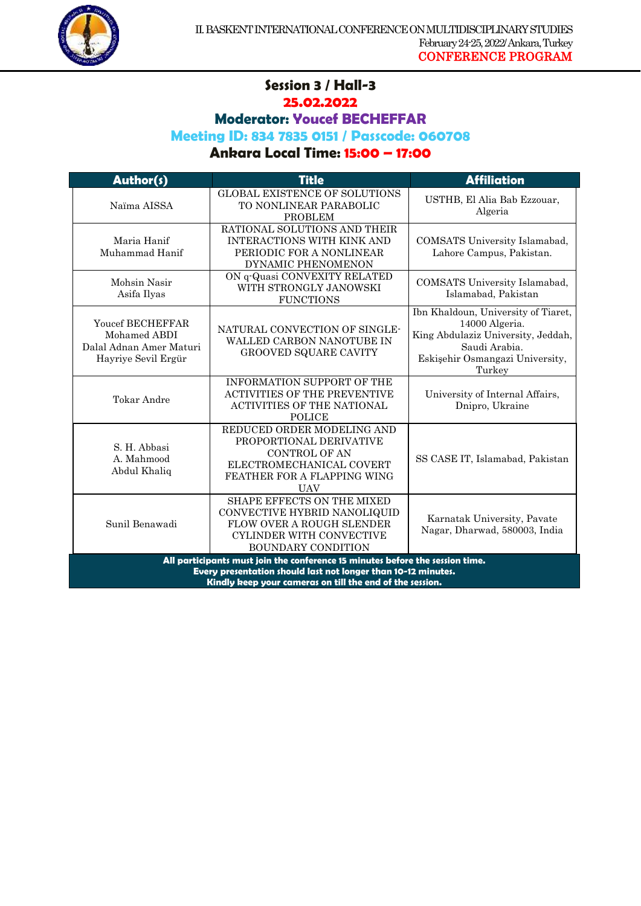## Session 3 / Hall-3

**25.02.2022**

**Moderator: Youcef BECHEFFAR**

**Meeting ID: 834 7835 0151 / Passcode: 060708**

**Ankara Local Time: 15:00 – 17:00**

| Author(s) | Title | Affiliation |
|---|---|---|
| Naïma AISSA | GLOBAL EXISTENCE OF SOLUTIONS TO NONLINEAR PARABOLIC PROBLEM | USTHB, El Alia Bab Ezzouar, Algeria |
| Maria Hanif<br>Muhammad Hanif | RATIONAL SOLUTIONS AND THEIR INTERACTIONS WITH KINK AND PERIODIC FOR A NONLINEAR DYNAMIC PHENOMENON | COMSATS University Islamabad, Lahore Campus, Pakistan. |
| Mohsin Nasir<br>Asifa Ilyas | ON q-Quasi CONVEXITY RELATED WITH STRONGLY JANOWSKI FUNCTIONS | COMSATS University Islamabad, Islamabad, Pakistan |
| Youcef BECHEFFAR<br>Mohamed ABDI<br>Dalal Adnan Amer Maturi<br>Hayriye Sevil Ergür | NATURAL CONVECTION OF SINGLE-WALLED CARBON NANOTUBE IN GROOVED SQUARE CAVITY | Ibn Khaldoun, University of Tiaret, 14000 Algeria.<br>King Abdulaziz University, Jeddah, Saudi Arabia.<br>Eskişehir Osmangazi University, Turkey |
| Tokar Andre | INFORMATION SUPPORT OF THE ACTIVITIES OF THE PREVENTIVE ACTIVITIES OF THE NATIONAL POLICE | University of Internal Affairs, Dnipro, Ukraine |
| S. H. Abbasi<br>A. Mahmood<br>Abdul Khaliq | REDUCED ORDER MODELING AND PROPORTIONAL DERIVATIVE CONTROL OF AN ELECTROMECHANICAL COVERT FEATHER FOR A FLAPPING WING UAV | SS CASE IT, Islamabad, Pakistan |
| Sunil Benawadi | SHAPE EFFECTS ON THE MIXED CONVECTIVE HYBRID NANOLIQUID FLOW OVER A ROUGH SLENDER CYLINDER WITH CONVECTIVE BOUNDARY CONDITION | Karnatak University, Pavate Nagar, Dharwad, 580003, India |

**All participants must join the conference 15 minutes before the session time.**
**Every presentation should last not longer than 10-12 minutes.**
**Kindly keep your cameras on till the end of the session.**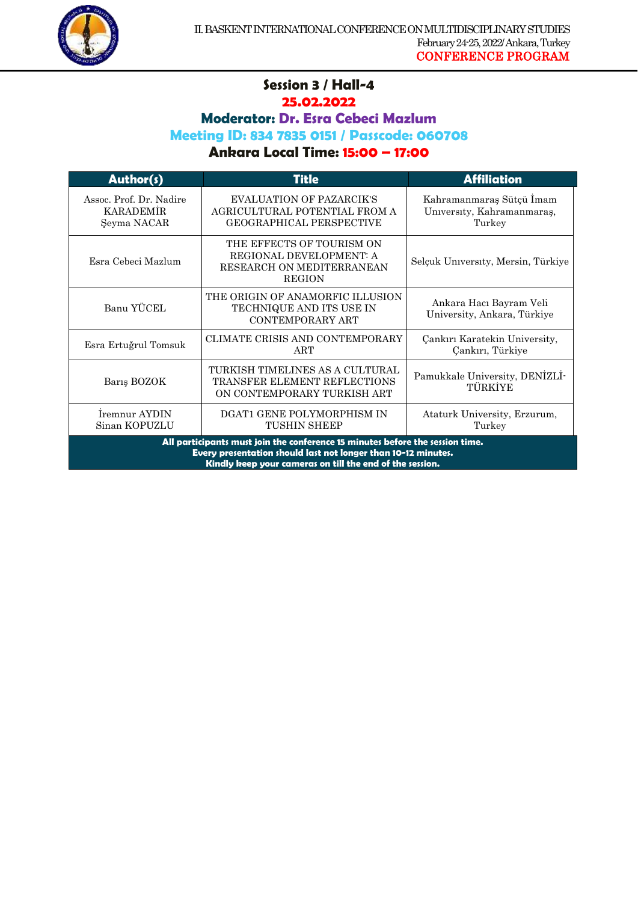## Session 3 / Hall-4

**25.02.2022**

**Moderator: Dr. Esra Cebeci Mazlum**

**Meeting ID: 834 7835 0151 / Passcode: 060708**

**Ankara Local Time: 15:00 – 17:00**

| Author(s) | Title | Affiliation |
|---|---|---|
| Assoc. Prof. Dr. Nadire KARADEMİR<br>Şeyma NACAR | EVALUATION OF PAZARCIK'S AGRICULTURAL POTENTIAL FROM A GEOGRAPHICAL PERSPECTIVE | Kahramanmaraş Sütçü İmam Unıversıty, Kahramanmaraş, Turkey |
| Esra Cebeci Mazlum | THE EFFECTS OF TOURISM ON REGIONAL DEVELOPMENT: A RESEARCH ON MEDITERRANEAN REGION | Selçuk Unıversıty, Mersin, Türkiye |
| Banu YÜCEL | THE ORIGIN OF ANAMORFIC ILLUSION TECHNIQUE AND ITS USE IN CONTEMPORARY ART | Ankara Hacı Bayram Veli University, Ankara, Türkiye |
| Esra Ertuğrul Tomsuk | CLIMATE CRISIS AND CONTEMPORARY ART | Çankırı Karatekin University, Çankırı, Türkiye |
| Barış BOZOK | TURKISH TIMELINES AS A CULTURAL TRANSFER ELEMENT REFLECTIONS ON CONTEMPORARY TURKISH ART | Pamukkale University, DENİZLİ-TÜRKİYE |
| İremnur AYDIN<br>Sinan KOPUZLU | DGAT1 GENE POLYMORPHISM IN TUSHIN SHEEP | Ataturk University, Erzurum, Turkey |

**All participants must join the conference 15 minutes before the session time.**
**Every presentation should last not longer than 10-12 minutes.**
**Kindly keep your cameras on till the end of the session.**